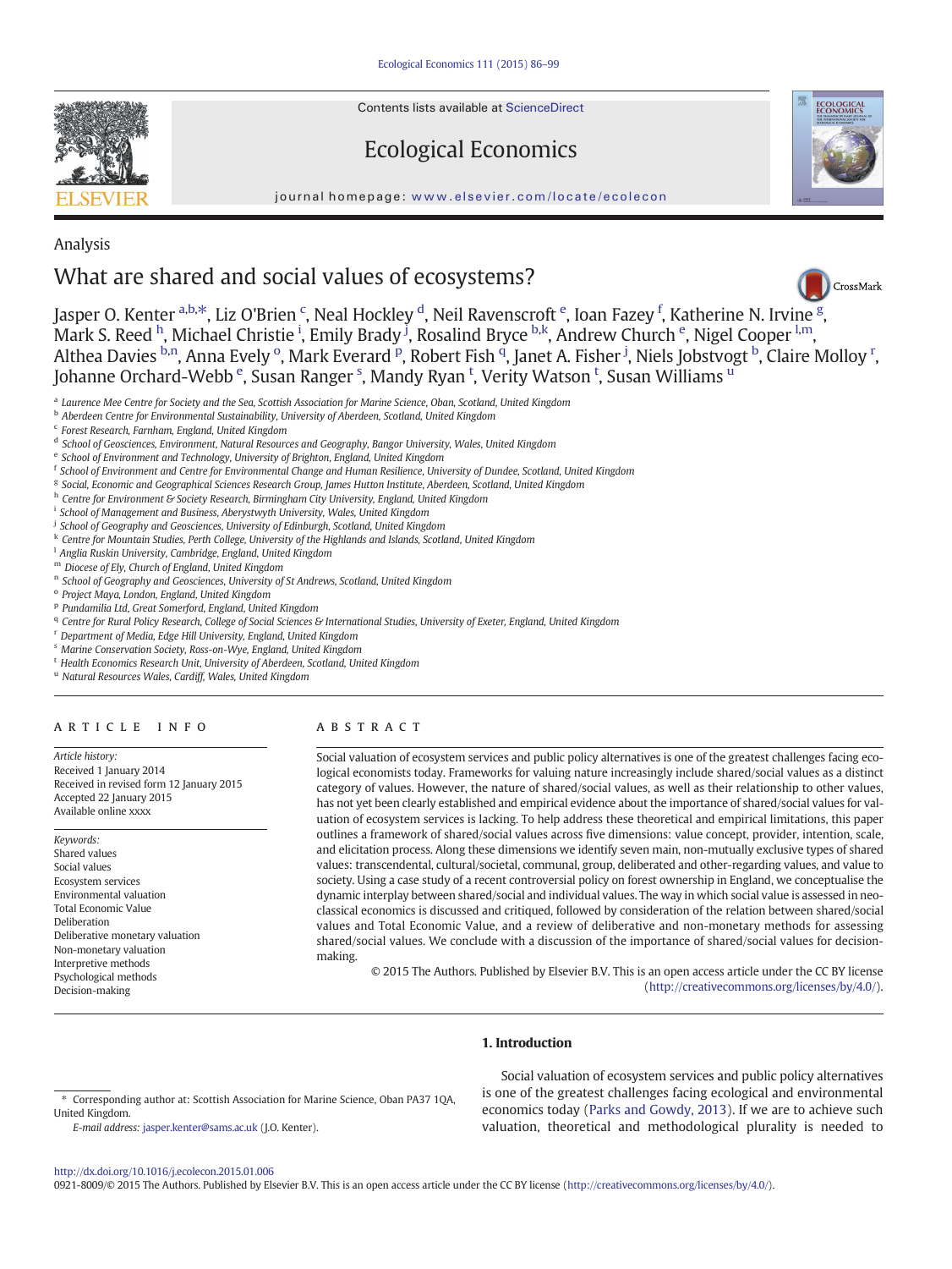Analysis

# What are shared and social values of ecosystems?

Jasper O. Kenter [a,b,*], Liz O'Brien [c], Neal Hockley [d], Neil Ravenscroft [e], Ioan Fazey [f], Katherine N. Irvine [g], Mark S. Reed [h], Michael Christie [i], Emily Brady [j], Rosalind Bryce [b,k], Andrew Church [e], Nigel Cooper [l,m], Althea Davies [b,n], Anna Evely [o], Mark Everard [p], Robert Fish [q], Janet A. Fisher [j], Niels Jobstvogt [b], Claire Molloy [r], Johanne Orchard-Webb [e], Susan Ranger [s], Mandy Ryan [t], Verity Watson [t], Susan Williams [u]

[a] Laurence Mee Centre for Society and the Sea, Scottish Association for Marine Science, Oban, Scotland, United Kingdom
[b] Aberdeen Centre for Environmental Sustainability, University of Aberdeen, Scotland, United Kingdom
[c] Forest Research, Farnham, England, United Kingdom
[d] School of Geosciences, Environment, Natural Resources and Geography, Bangor University, Wales, United Kingdom
[e] School of Environment and Technology, University of Brighton, England, United Kingdom
[f] School of Environment and Centre for Environmental Change and Human Resilience, University of Dundee, Scotland, United Kingdom
[g] Social, Economic and Geographical Sciences Research Group, James Hutton Institute, Aberdeen, Scotland, United Kingdom
[h] Centre for Environment & Society Research, Birmingham City University, England, United Kingdom
[i] School of Management and Business, Aberystwyth University, Wales, United Kingdom
[j] School of Geography and Geosciences, University of Edinburgh, Scotland, United Kingdom
[k] Centre for Mountain Studies, Perth College, University of the Highlands and Islands, Scotland, United Kingdom
[l] Anglia Ruskin University, Cambridge, England, United Kingdom
[m] Diocese of Ely, Church of England, United Kingdom
[n] School of Geography and Geosciences, University of St Andrews, Scotland, United Kingdom
[o] Project Maya, London, England, United Kingdom
[p] Pundamilia Ltd, Great Somerford, England, United Kingdom
[q] Centre for Rural Policy Research, College of Social Sciences & International Studies, University of Exeter, England, United Kingdom
[r] Department of Media, Edge Hill University, England, United Kingdom
[s] Marine Conservation Society, Ross-on-Wye, England, United Kingdom
[t] Health Economics Research Unit, University of Aberdeen, Scotland, United Kingdom
[u] Natural Resources Wales, Cardiff, Wales, United Kingdom

## ARTICLE INFO

*Article history:*
Received 1 January 2014
Received in revised form 12 January 2015
Accepted 22 January 2015
Available online xxxx

*Keywords:*
Shared values
Social values
Ecosystem services
Environmental valuation
Total Economic Value
Deliberation
Deliberative monetary valuation
Non-monetary valuation
Interpretive methods
Psychological methods
Decision-making

## ABSTRACT

Social valuation of ecosystem services and public policy alternatives is one of the greatest challenges facing ecological economists today. Frameworks for valuing nature increasingly include shared/social values as a distinct category of values. However, the nature of shared/social values, as well as their relationship to other values, has not yet been clearly established and empirical evidence about the importance of shared/social values for valuation of ecosystem services is lacking. To help address these theoretical and empirical limitations, this paper outlines a framework of shared/social values across five dimensions: value concept, provider, intention, scale, and elicitation process. Along these dimensions we identify seven main, non-mutually exclusive types of shared values: transcendental, cultural/societal, communal, group, deliberated and other-regarding values, and value to society. Using a case study of a recent controversial policy on forest ownership in England, we conceptualise the dynamic interplay between shared/social and individual values. The way in which social value is assessed in neoclassical economics is discussed and critiqued, followed by consideration of the relation between shared/social values and Total Economic Value, and a review of deliberative and non-monetary methods for assessing shared/social values. We conclude with a discussion of the importance of shared/social values for decision-making.

© 2015 The Authors. Published by Elsevier B.V. This is an open access article under the CC BY license (http://creativecommons.org/licenses/by/4.0/).

## 1. Introduction

Social valuation of ecosystem services and public policy alternatives is one of the greatest challenges facing ecological and environmental economics today (Parks and Gowdy, 2013). If we are to achieve such valuation, theoretical and methodological plurality is needed to

\* Corresponding author at: Scottish Association for Marine Science, Oban PA37 1QA, United Kingdom.
*E-mail address:* jasper.kenter@sams.ac.uk (J.O. Kenter).

http://dx.doi.org/10.1016/j.ecolecon.2015.01.006
0921-8009/© 2015 The Authors. Published by Elsevier B.V. This is an open access article under the CC BY license (http://creativecommons.org/licenses/by/4.0/).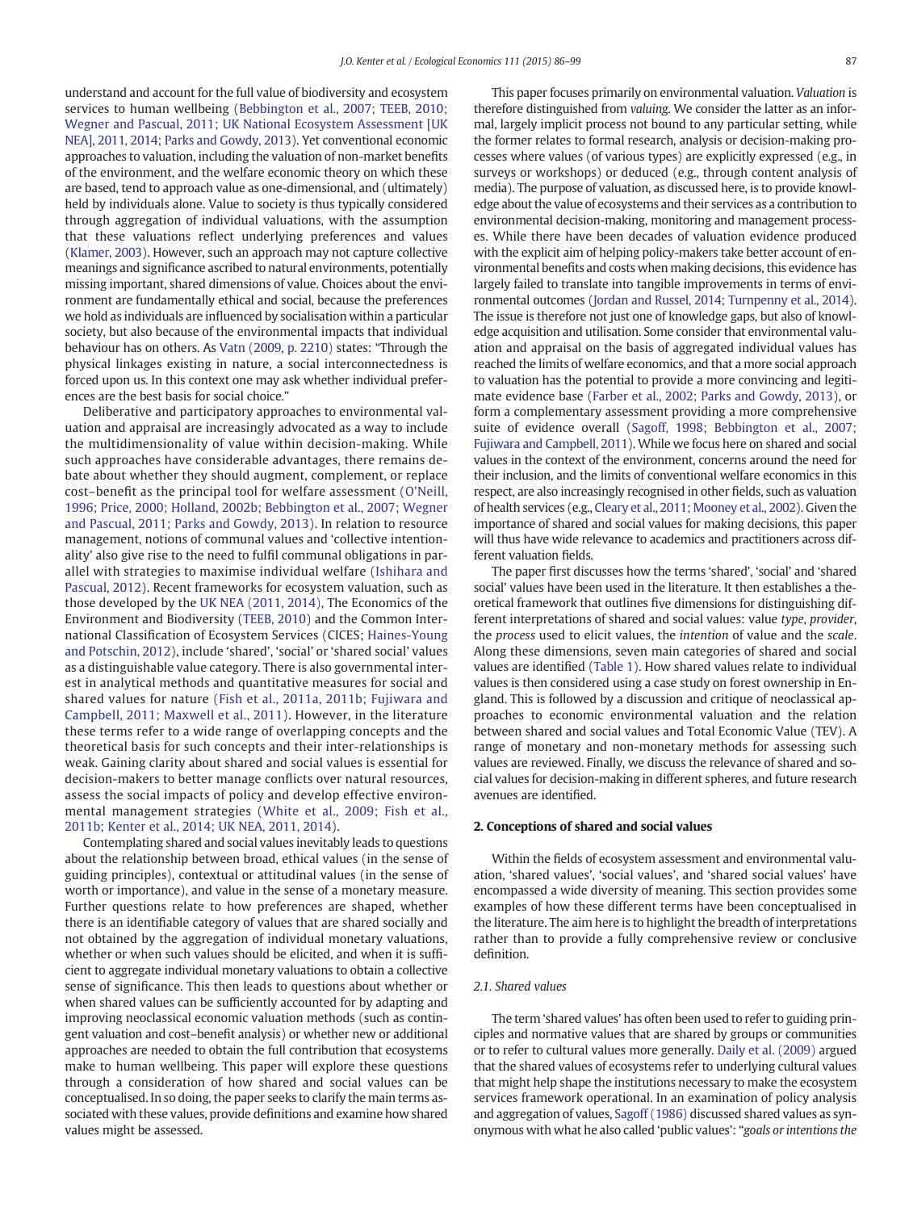understand and account for the full value of biodiversity and ecosystem services to human wellbeing (Bebbington et al., 2007; TEEB, 2010; Wegner and Pascual, 2011; UK National Ecosystem Assessment [UK NEA], 2011, 2014; Parks and Gowdy, 2013). Yet conventional economic approaches to valuation, including the valuation of non-market benefits of the environment, and the welfare economic theory on which these are based, tend to approach value as one-dimensional, and (ultimately) held by individuals alone. Value to society is thus typically considered through aggregation of individual valuations, with the assumption that these valuations reflect underlying preferences and values (Klamer, 2003). However, such an approach may not capture collective meanings and significance ascribed to natural environments, potentially missing important, shared dimensions of value. Choices about the environment are fundamentally ethical and social, because the preferences we hold as individuals are influenced by socialisation within a particular society, but also because of the environmental impacts that individual behaviour has on others. As Vatn (2009, p. 2210) states: "Through the physical linkages existing in nature, a social interconnectedness is forced upon us. In this context one may ask whether individual preferences are the best basis for social choice."

Deliberative and participatory approaches to environmental valuation and appraisal are increasingly advocated as a way to include the multidimensionality of value within decision-making. While such approaches have considerable advantages, there remains debate about whether they should augment, complement, or replace cost–benefit as the principal tool for welfare assessment (O'Neill, 1996; Price, 2000; Holland, 2002b; Bebbington et al., 2007; Wegner and Pascual, 2011; Parks and Gowdy, 2013). In relation to resource management, notions of communal values and 'collective intentionality' also give rise to the need to fulfil communal obligations in parallel with strategies to maximise individual welfare (Ishihara and Pascual, 2012). Recent frameworks for ecosystem valuation, such as those developed by the UK NEA (2011, 2014), The Economics of the Environment and Biodiversity (TEEB, 2010) and the Common International Classification of Ecosystem Services (CICES; Haines-Young and Potschin, 2012), include 'shared', 'social' or 'shared social' values as a distinguishable value category. There is also governmental interest in analytical methods and quantitative measures for social and shared values for nature (Fish et al., 2011a, 2011b; Fujiwara and Campbell, 2011; Maxwell et al., 2011). However, in the literature these terms refer to a wide range of overlapping concepts and the theoretical basis for such concepts and their inter-relationships is weak. Gaining clarity about shared and social values is essential for decision-makers to better manage conflicts over natural resources, assess the social impacts of policy and develop effective environmental management strategies (White et al., 2009; Fish et al., 2011b; Kenter et al., 2014; UK NEA, 2011, 2014).

Contemplating shared and social values inevitably leads to questions about the relationship between broad, ethical values (in the sense of guiding principles), contextual or attitudinal values (in the sense of worth or importance), and value in the sense of a monetary measure. Further questions relate to how preferences are shaped, whether there is an identifiable category of values that are shared socially and not obtained by the aggregation of individual monetary valuations, whether or when such values should be elicited, and when it is sufficient to aggregate individual monetary valuations to obtain a collective sense of significance. This then leads to questions about whether or when shared values can be sufficiently accounted for by adapting and improving neoclassical economic valuation methods (such as contingent valuation and cost–benefit analysis) or whether new or additional approaches are needed to obtain the full contribution that ecosystems make to human wellbeing. This paper will explore these questions through a consideration of how shared and social values can be conceptualised. In so doing, the paper seeks to clarify the main terms associated with these values, provide definitions and examine how shared values might be assessed.

This paper focuses primarily on environmental valuation. *Valuation* is therefore distinguished from *valuing*. We consider the latter as an informal, largely implicit process not bound to any particular setting, while the former relates to formal research, analysis or decision-making processes where values (of various types) are explicitly expressed (e.g., in surveys or workshops) or deduced (e.g., through content analysis of media). The purpose of valuation, as discussed here, is to provide knowledge about the value of ecosystems and their services as a contribution to environmental decision-making, monitoring and management processes. While there have been decades of valuation evidence produced with the explicit aim of helping policy-makers take better account of environmental benefits and costs when making decisions, this evidence has largely failed to translate into tangible improvements in terms of environmental outcomes (Jordan and Russel, 2014; Turnpenny et al., 2014). The issue is therefore not just one of knowledge gaps, but also of knowledge acquisition and utilisation. Some consider that environmental valuation and appraisal on the basis of aggregated individual values has reached the limits of welfare economics, and that a more social approach to valuation has the potential to provide a more convincing and legitimate evidence base (Farber et al., 2002; Parks and Gowdy, 2013), or form a complementary assessment providing a more comprehensive suite of evidence overall (Sagoff, 1998; Bebbington et al., 2007; Fujiwara and Campbell, 2011). While we focus here on shared and social values in the context of the environment, concerns around the need for their inclusion, and the limits of conventional welfare economics in this respect, are also increasingly recognised in other fields, such as valuation of health services (e.g., Cleary et al., 2011; Mooney et al., 2002). Given the importance of shared and social values for making decisions, this paper will thus have wide relevance to academics and practitioners across different valuation fields.

The paper first discusses how the terms 'shared', 'social' and 'shared social' values have been used in the literature. It then establishes a theoretical framework that outlines five dimensions for distinguishing different interpretations of shared and social values: value *type*, *provider*, the *process* used to elicit values, the *intention* of value and the *scale*. Along these dimensions, seven main categories of shared and social values are identified (Table 1). How shared values relate to individual values is then considered using a case study on forest ownership in England. This is followed by a discussion and critique of neoclassical approaches to economic environmental valuation and the relation between shared and social values and Total Economic Value (TEV). A range of monetary and non-monetary methods for assessing such values are reviewed. Finally, we discuss the relevance of shared and social values for decision-making in different spheres, and future research avenues are identified.

## 2. Conceptions of shared and social values

Within the fields of ecosystem assessment and environmental valuation, 'shared values', 'social values', and 'shared social values' have encompassed a wide diversity of meaning. This section provides some examples of how these different terms have been conceptualised in the literature. The aim here is to highlight the breadth of interpretations rather than to provide a fully comprehensive review or conclusive definition.

### 2.1. Shared values

The term 'shared values' has often been used to refer to guiding principles and normative values that are shared by groups or communities or to refer to cultural values more generally. Daily et al. (2009) argued that the shared values of ecosystems refer to underlying cultural values that might help shape the institutions necessary to make the ecosystem services framework operational. In an examination of policy analysis and aggregation of values, Sagoff (1986) discussed shared values as synonymous with what he also called 'public values': "*goals or intentions the*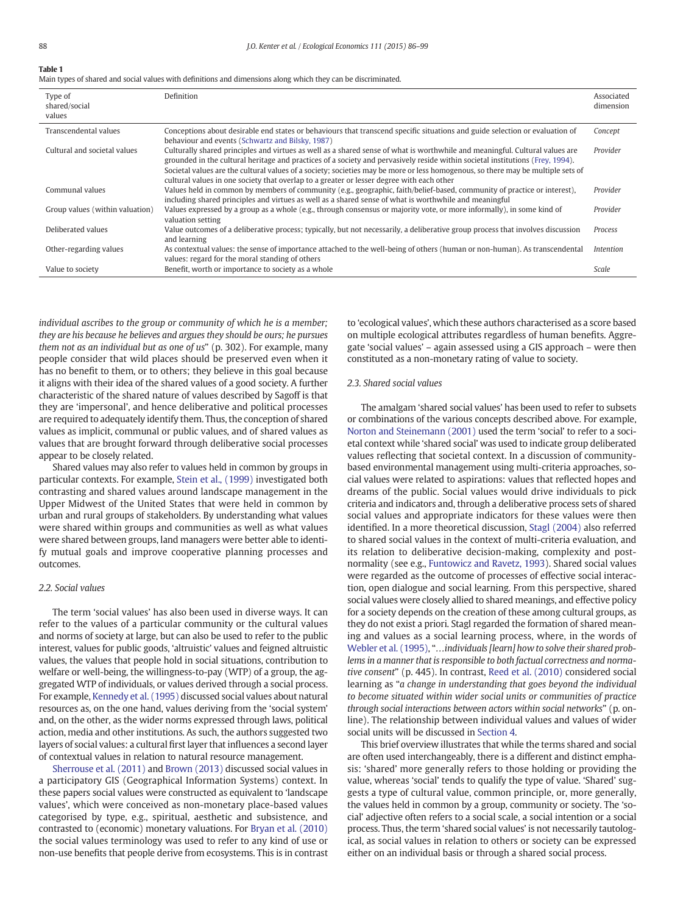**Table 1**
Main types of shared and social values with definitions and dimensions along which they can be discriminated.

| Type of shared/social values | Definition | Associated dimension |
|---|---|---|
| Transcendental values | Conceptions about desirable end states or behaviours that transcend specific situations and guide selection or evaluation of behaviour and events (Schwartz and Bilsky, 1987) | *Concept* |
| Cultural and societal values | Culturally shared principles and virtues as well as a shared sense of what is worthwhile and meaningful. Cultural values are grounded in the cultural heritage and practices of a society and pervasively reside within societal institutions (Frey, 1994). Societal values are the cultural values of a society; societies may be more or less homogenous, so there may be multiple sets of cultural values in one society that overlap to a greater or lesser degree with each other | *Provider* |
| Communal values | Values held in common by members of community (e.g., geographic, faith/belief-based, community of practice or interest), including shared principles and virtues as well as a shared sense of what is worthwhile and meaningful | *Provider* |
| Group values (within valuation) | Values expressed by a group as a whole (e.g., through consensus or majority vote, or more informally), in some kind of valuation setting | *Provider* |
| Deliberated values | Value outcomes of a deliberative process; typically, but not necessarily, a deliberative group process that involves discussion and learning | *Process* |
| Other-regarding values | As contextual values: the sense of importance attached to the well-being of others (human or non-human). As transcendental values: regard for the moral standing of others | *Intention* |
| Value to society | Benefit, worth or importance to society as a whole | *Scale* |

*individual ascribes to the group or community of which he is a member; they are his because he believes and argues they should be ours; he pursues them not as an individual but as one of us*" (p. 302). For example, many people consider that wild places should be preserved even when it has no benefit to them, or to others; they believe in this goal because it aligns with their idea of the shared values of a good society. A further characteristic of the shared nature of values described by Sagoff is that they are 'impersonal', and hence deliberative and political processes are required to adequately identify them. Thus, the conception of shared values as implicit, communal or public values, and of shared values as values that are brought forward through deliberative social processes appear to be closely related.

Shared values may also refer to values held in common by groups in particular contexts. For example, Stein et al., (1999) investigated both contrasting and shared values around landscape management in the Upper Midwest of the United States that were held in common by urban and rural groups of stakeholders. By understanding what values were shared within groups and communities as well as what values were shared between groups, land managers were better able to identify mutual goals and improve cooperative planning processes and outcomes.

### 2.2. Social values

The term 'social values' has also been used in diverse ways. It can refer to the values of a particular community or the cultural values and norms of society at large, but can also be used to refer to the public interest, values for public goods, 'altruistic' values and feigned altruistic values, the values that people hold in social situations, contribution to welfare or well-being, the willingness-to-pay (WTP) of a group, the aggregated WTP of individuals, or values derived through a social process. For example, Kennedy et al. (1995) discussed social values about natural resources as, on the one hand, values deriving from the 'social system' and, on the other, as the wider norms expressed through laws, political action, media and other institutions. As such, the authors suggested two layers of social values: a cultural first layer that influences a second layer of contextual values in relation to natural resource management.

Sherrouse et al. (2011) and Brown (2013) discussed social values in a participatory GIS (Geographical Information Systems) context. In these papers social values were constructed as equivalent to 'landscape values', which were conceived as non-monetary place-based values categorised by type, e.g., spiritual, aesthetic and subsistence, and contrasted to (economic) monetary valuations. For Bryan et al. (2010) the social values terminology was used to refer to any kind of use or non-use benefits that people derive from ecosystems. This is in contrast to 'ecological values', which these authors characterised as a score based on multiple ecological attributes regardless of human benefits. Aggregate 'social values' – again assessed using a GIS approach – were then constituted as a non-monetary rating of value to society.

### 2.3. Shared social values

The amalgam 'shared social values' has been used to refer to subsets or combinations of the various concepts described above. For example, Norton and Steinemann (2001) used the term 'social' to refer to a societal context while 'shared social' was used to indicate group deliberated values reflecting that societal context. In a discussion of community-based environmental management using multi-criteria approaches, social values were related to aspirations: values that reflected hopes and dreams of the public. Social values would drive individuals to pick criteria and indicators and, through a deliberative process sets of shared social values and appropriate indicators for these values were then identified. In a more theoretical discussion, Stagl (2004) also referred to shared social values in the context of multi-criteria evaluation, and its relation to deliberative decision-making, complexity and post-normality (see e.g., Funtowicz and Ravetz, 1993). Shared social values were regarded as the outcome of processes of effective social interaction, open dialogue and social learning. From this perspective, shared social values were closely allied to shared meanings, and effective policy for a society depends on the creation of these among cultural groups, as they do not exist a priori. Stagl regarded the formation of shared meanings and values as a social learning process, where, in the words of Webler et al. (1995), "*…individuals [learn] how to solve their shared problems in a manner that is responsible to both factual correctness and normative consent*" (p. 445). In contrast, Reed et al. (2010) considered social learning as "*a change in understanding that goes beyond the individual to become situated within wider social units or communities of practice through social interactions between actors within social networks*" (p. online). The relationship between individual values and values of wider social units will be discussed in Section 4.

This brief overview illustrates that while the terms shared and social are often used interchangeably, there is a different and distinct emphasis: 'shared' more generally refers to those holding or providing the value, whereas 'social' tends to qualify the type of value. 'Shared' suggests a type of cultural value, common principle, or, more generally, the values held in common by a group, community or society. The 'social' adjective often refers to a social scale, a social intention or a social process. Thus, the term 'shared social values' is not necessarily tautological, as social values in relation to others or society can be expressed either on an individual basis or through a shared social process.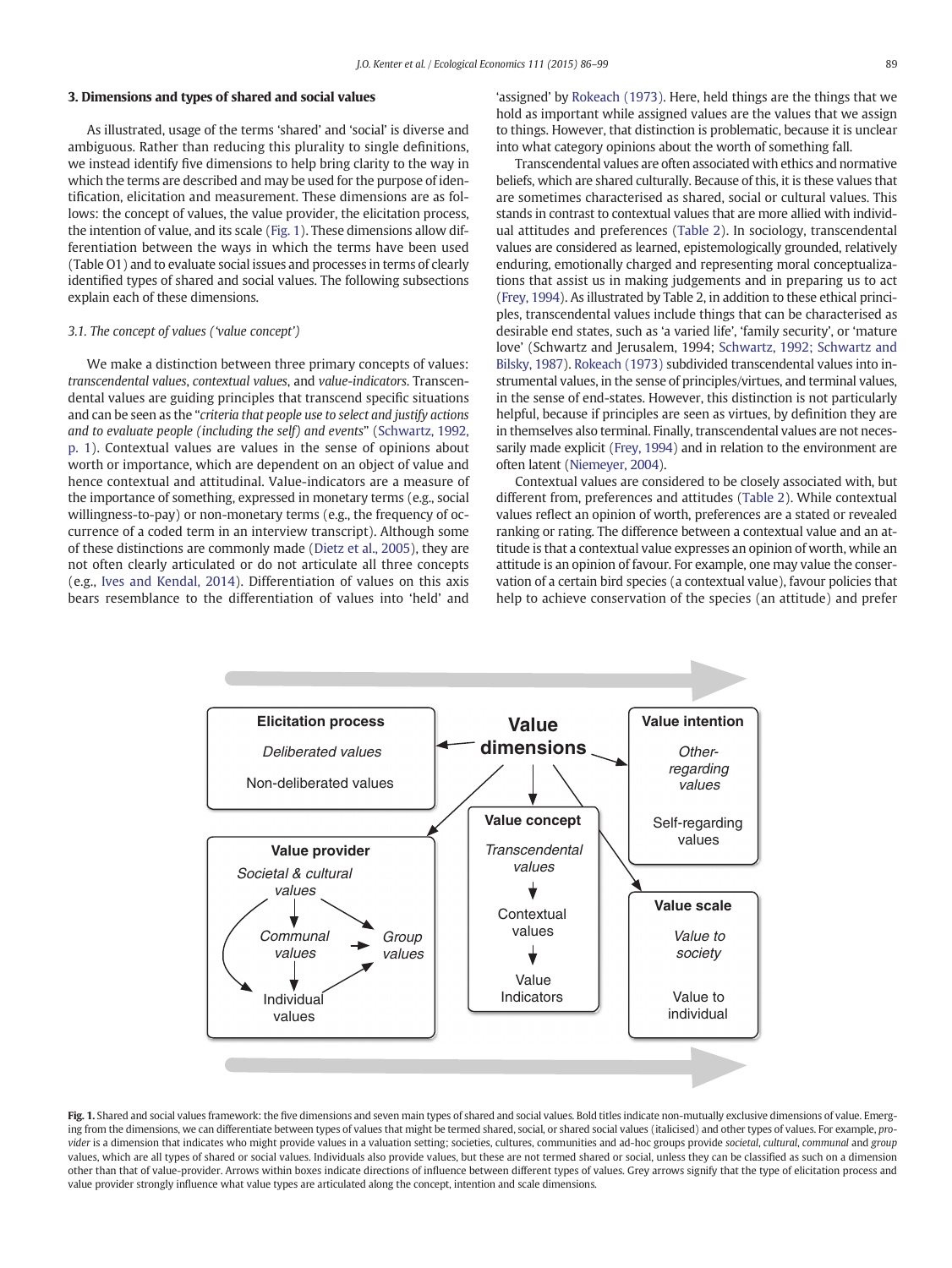## 3. Dimensions and types of shared and social values

As illustrated, usage of the terms 'shared' and 'social' is diverse and ambiguous. Rather than reducing this plurality to single definitions, we instead identify five dimensions to help bring clarity to the way in which the terms are described and may be used for the purpose of identification, elicitation and measurement. These dimensions are as follows: the concept of values, the value provider, the elicitation process, the intention of value, and its scale (Fig. 1). These dimensions allow differentiation between the ways in which the terms have been used (Table O1) and to evaluate social issues and processes in terms of clearly identified types of shared and social values. The following subsections explain each of these dimensions.

### 3.1. The concept of values ('value concept')

We make a distinction between three primary concepts of values: *transcendental values*, *contextual values*, and *value-indicators*. Transcendental values are guiding principles that transcend specific situations and can be seen as the "*criteria that people use to select and justify actions and to evaluate people (including the self) and events*" (Schwartz, 1992, p. 1). Contextual values are values in the sense of opinions about worth or importance, which are dependent on an object of value and hence contextual and attitudinal. Value-indicators are a measure of the importance of something, expressed in monetary terms (e.g., social willingness-to-pay) or non-monetary terms (e.g., the frequency of occurrence of a coded term in an interview transcript). Although some of these distinctions are commonly made (Dietz et al., 2005), they are not often clearly articulated or do not articulate all three concepts (e.g., Ives and Kendal, 2014). Differentiation of values on this axis bears resemblance to the differentiation of values into 'held' and 'assigned' by Rokeach (1973). Here, held things are the things that we hold as important while assigned values are the values that we assign to things. However, that distinction is problematic, because it is unclear into what category opinions about the worth of something fall.

Transcendental values are often associated with ethics and normative beliefs, which are shared culturally. Because of this, it is these values that are sometimes characterised as shared, social or cultural values. This stands in contrast to contextual values that are more allied with individual attitudes and preferences (Table 2). In sociology, transcendental values are considered as learned, epistemologically grounded, relatively enduring, emotionally charged and representing moral conceptualizations that assist us in making judgements and in preparing us to act (Frey, 1994). As illustrated by Table 2, in addition to these ethical principles, transcendental values include things that can be characterised as desirable end states, such as 'a varied life', 'family security', or 'mature love' (Schwartz and Jerusalem, 1994; Schwartz, 1992; Schwartz and Bilsky, 1987). Rokeach (1973) subdivided transcendental values into instrumental values, in the sense of principles/virtues, and terminal values, in the sense of end-states. However, this distinction is not particularly helpful, because if principles are seen as virtues, by definition they are in themselves also terminal. Finally, transcendental values are not necessarily made explicit (Frey, 1994) and in relation to the environment are often latent (Niemeyer, 2004).

Contextual values are considered to be closely associated with, but different from, preferences and attitudes (Table 2). While contextual values reflect an opinion of worth, preferences are a stated or revealed ranking or rating. The difference between a contextual value and an attitude is that a contextual value expresses an opinion of worth, while an attitude is an opinion of favour. For example, one may value the conservation of a certain bird species (a contextual value), favour policies that help to achieve conservation of the species (an attitude) and prefer

**Fig. 1.** Shared and social values framework: the five dimensions and seven main types of shared and social values. Bold titles indicate non-mutually exclusive dimensions of value. Emerging from the dimensions, we can differentiate between types of values that might be termed shared, social, or shared social values (italicised) and other types of values. For example, *provider* is a dimension that indicates who might provide values in a valuation setting; societies, cultures, communities and ad-hoc groups provide *societal*, *cultural*, *communal* and *group* values, which are all types of shared or social values. Individuals also provide values, but these are not termed shared or social, unless they can be classified as such on a dimension other than that of value-provider. Arrows within boxes indicate directions of influence between different types of values. Grey arrows signify that the type of elicitation process and value provider strongly influence what value types are articulated along the concept, intention and scale dimensions.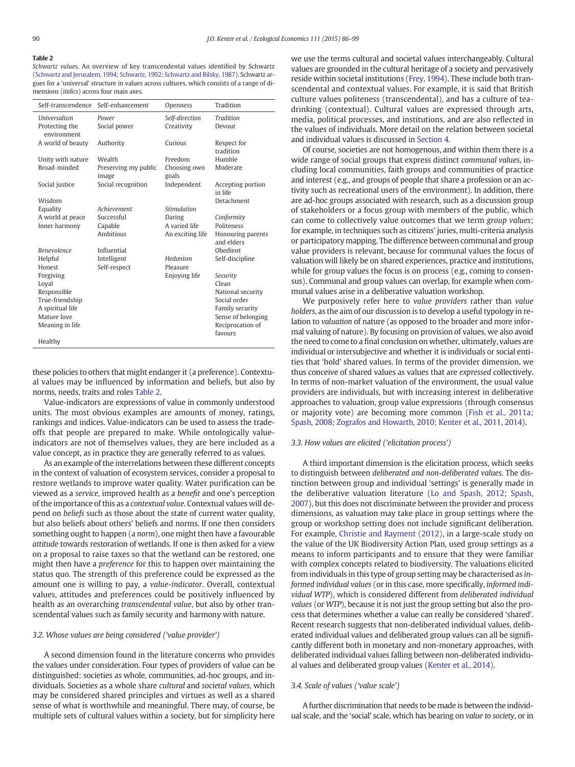**Table 2**

*Schwartz values.* An overview of key transcendental values identified by Schwartz (Schwartz and Jerusalem, 1994; Schwartz, 1992; Schwartz and Bilsky, 1987). Schwartz argues for a 'universal' structure in values across cultures, which consists of a range of dimensions (*italics*) across four main axes.

| Self-transcendence | Self-enhancement | Openness | Tradition |
|---|---|---|---|
| *Universalism* | *Power* | *Self-direction* | *Tradition* |
| Protecting the environment | Social power | Creativity | Devout |
| A world of beauty | Authority | Curious | Respect for tradition |
| Unity with nature | Wealth | Freedom | Humble |
| Broad-minded | Preserving my public image | Choosing own goals | Moderate |
| Social justice | Social recognition | Independent | Accepting portion in life |
| Wisdom | | | Detachment |
| Equality | *Achievement* | *Stimulation* | |
| A world at peace | Successful | Daring | *Conformity* |
| Inner harmony | Capable | A varied life | Politeness |
| | Ambitious | An exciting life | Honouring parents and elders |
| *Benevolence* | Influential | | Obedient |
| Helpful | Intelligent | *Hedonism* | Self-discipline |
| Honest | Self-respect | Pleasure | |
| Forgiving | | Enjoying life | *Security* |
| Loyal | | | Clean |
| Responsible | | | National security |
| True-friendship | | | Social order |
| A spiritual life | | | Family security |
| Mature love | | | Sense of belonging |
| Meaning in life | | | Reciprocation of favours |
| Healthy | | | |

these policies to others that might endanger it (a preference). Contextual values may be influenced by information and beliefs, but also by norms, needs, traits and roles Table 2.

Value-indicators are expressions of value in commonly understood units. The most obvious examples are amounts of money, ratings, rankings and indices. Value-indicators can be used to assess the trade-offs that people are prepared to make. While ontologically value-indicators are not of themselves values, they are here included as a value concept, as in practice they are generally referred to as values.

As an example of the interrelations between these different concepts in the context of valuation of ecosystem services, consider a proposal to restore wetlands to improve water quality. Water purification can be viewed as a *service*, improved health as a *benefit* and one's perception of the importance of this as a *contextual value*. Contextual values will depend on *beliefs* such as those about the state of current water quality, but also beliefs about others' beliefs and norms. If one then considers something ought to happen (a *norm*), one might then have a favourable *attitude* towards restoration of wetlands. If one is then asked for a view on a proposal to raise taxes so that the wetland can be restored, one might then have a *preference* for this to happen over maintaining the status quo. The strength of this preference could be expressed as the amount one is willing to pay, a *value-indicator*. Overall, contextual values, attitudes and preferences could be positively influenced by health as an overarching *transcendental value*, but also by other transcendental values such as family security and harmony with nature.

### 3.2. Whose values are being considered ('value provider')

A second dimension found in the literature concerns who provides the values under consideration. Four types of providers of value can be distinguished: societies as whole, communities, ad-hoc groups, and individuals. Societies as a whole share *cultural* and *societal values*, which may be considered shared principles and virtues as well as a shared sense of what is worthwhile and meaningful. There may, of course, be multiple sets of cultural values within a society, but for simplicity here we use the terms cultural and societal values interchangeably. Cultural values are grounded in the cultural heritage of a society and pervasively reside within societal institutions (Frey, 1994). These include both transcendental and contextual values. For example, it is said that British culture values politeness (transcendental), and has a culture of tea-drinking (contextual). Cultural values are expressed through arts, media, political processes, and institutions, and are also reflected in the values of individuals. More detail on the relation between societal and individual values is discussed in Section 4.

Of course, societies are not homogenous, and within them there is a wide range of social groups that express distinct *communal values*, including local communities, faith groups and communities of practice and interest (e.g., and groups of people that share a profession or an activity such as recreational users of the environment). In addition, there are ad-hoc groups associated with research, such as a discussion group of stakeholders or a focus group with members of the public, which can come to collectively value outcomes that we term *group values*; for example, in techniques such as citizens' juries, multi-criteria analysis or participatory mapping. The difference between communal and group value providers is relevant, because for communal values the focus of valuation will likely be on shared experiences, practice and institutions, while for group values the focus is on process (e.g., coming to consensus). Communal and group values can overlap, for example when communal values arise in a deliberative valuation workshop.

We purposively refer here to *value providers* rather than *value holders*, as the aim of our discussion is to develop a useful typology in relation to *valuation* of nature (as opposed to the broader and more informal valuing of nature). By focusing on provision of values, we also avoid the need to come to a final conclusion on whether, ultimately, values are individual or intersubjective and whether it is individuals or social entities that 'hold' shared values. In terms of the provider dimension, we thus conceive of shared values as values that are *expressed* collectively. In terms of non-market valuation of the environment, the usual value providers are individuals, but with increasing interest in deliberative approaches to valuation, group value expressions (through consensus or majority vote) are becoming more common (Fish et al., 2011a; Spash, 2008; Zografos and Howarth, 2010; Kenter et al., 2011, 2014).

### 3.3. How values are elicited ('elicitation process')

A third important dimension is the elicitation process, which seeks to distinguish between *deliberated and non-deliberated values*. The distinction between group and individual 'settings' is generally made in the deliberative valuation literature (Lo and Spash, 2012; Spash, 2007), but this does not discriminate between the provider and process dimensions, as valuation may take place in group settings where the group or workshop setting does not include significant deliberation. For example, Christie and Rayment (2012), in a large-scale study on the value of the UK Biodiversity Action Plan, used group settings as a means to inform participants and to ensure that they were familiar with complex concepts related to biodiversity. The valuations elicited from individuals in this type of group setting may be characterised as *informed individual values* (or in this case, more specifically, *informed individual WTP*), which is considered different from *deliberated individual values* (or *WTP*), because it is not just the group setting but also the process that determines whether a value can really be considered 'shared'. Recent research suggests that non-deliberated individual values, deliberated individual values and deliberated group values can all be significantly different both in monetary and non-monetary approaches, with deliberated individual values falling between non-deliberated individual values and deliberated group values (Kenter et al., 2014).

### 3.4. Scale of values ('value scale')

A further discrimination that needs to be made is between the individual scale, and the 'social' scale, which has bearing on *value to society*, or in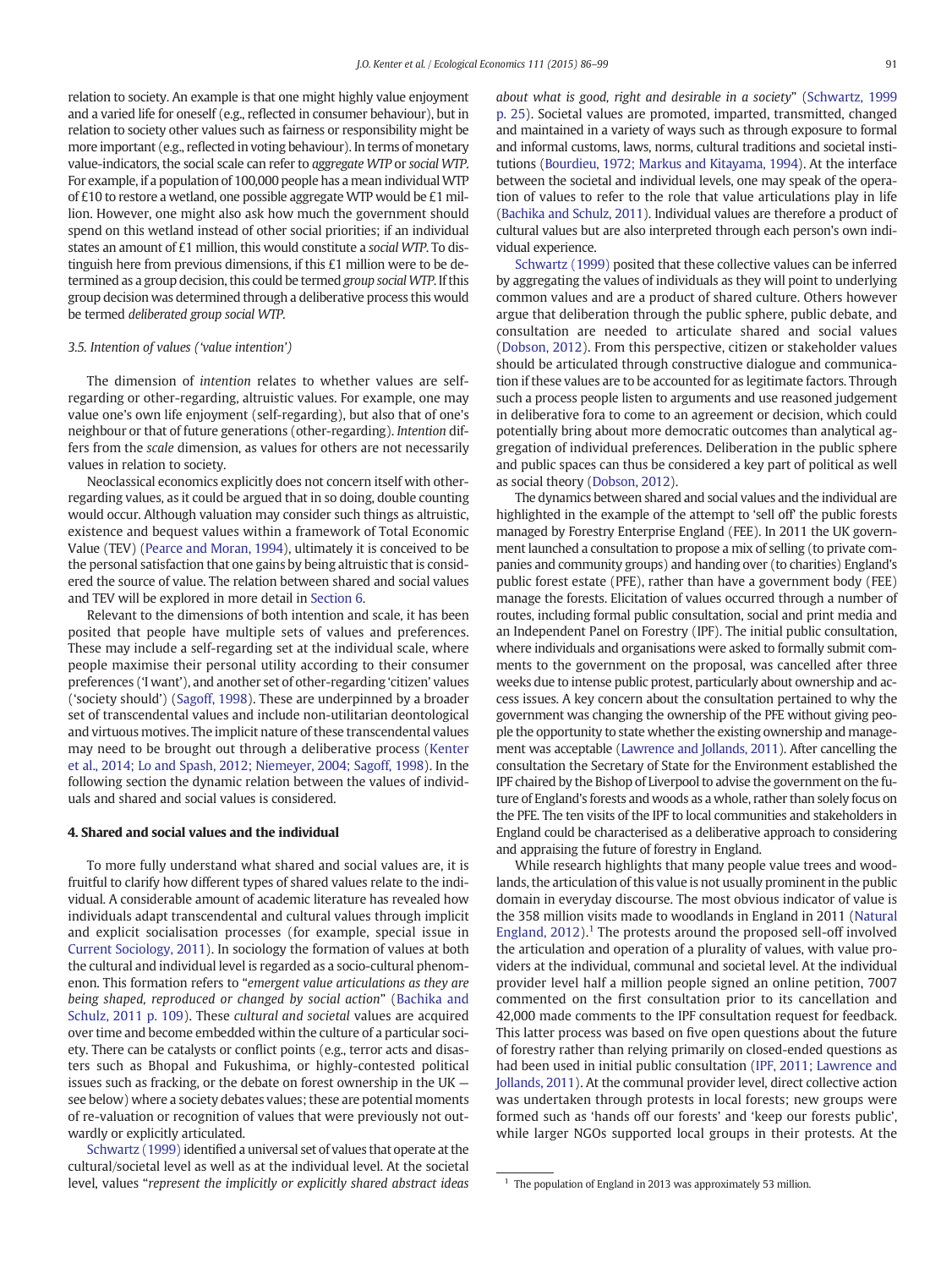relation to society. An example is that one might highly value enjoyment and a varied life for oneself (e.g., reflected in consumer behaviour), but in relation to society other values such as fairness or responsibility might be more important (e.g., reflected in voting behaviour). In terms of monetary value-indicators, the social scale can refer to *aggregate WTP* or *social WTP*. For example, if a population of 100,000 people has a mean individual WTP of £10 to restore a wetland, one possible aggregate WTP would be £1 million. However, one might also ask how much the government should spend on this wetland instead of other social priorities; if an individual states an amount of £1 million, this would constitute a *social WTP*. To distinguish here from previous dimensions, if this £1 million were to be determined as a group decision, this could be termed *group social WTP*. If this group decision was determined through a deliberative process this would be termed *deliberated group social WTP*.

### 3.5. Intention of values ('value intention')

The dimension of *intention* relates to whether values are self-regarding or other-regarding, altruistic values. For example, one may value one's own life enjoyment (self-regarding), but also that of one's neighbour or that of future generations (other-regarding). *Intention* differs from the *scale* dimension, as values for others are not necessarily values in relation to society.

Neoclassical economics explicitly does not concern itself with other-regarding values, as it could be argued that in so doing, double counting would occur. Although valuation may consider such things as altruistic, existence and bequest values within a framework of Total Economic Value (TEV) (Pearce and Moran, 1994), ultimately it is conceived to be the personal satisfaction that one gains by being altruistic that is considered the source of value. The relation between shared and social values and TEV will be explored in more detail in Section 6.

Relevant to the dimensions of both intention and scale, it has been posited that people have multiple sets of values and preferences. These may include a self-regarding set at the individual scale, where people maximise their personal utility according to their consumer preferences ('I want'), and another set of other-regarding 'citizen' values ('society should') (Sagoff, 1998). These are underpinned by a broader set of transcendental values and include non-utilitarian deontological and virtuous motives. The implicit nature of these transcendental values may need to be brought out through a deliberative process (Kenter et al., 2014; Lo and Spash, 2012; Niemeyer, 2004; Sagoff, 1998). In the following section the dynamic relation between the values of individuals and shared and social values is considered.

## 4. Shared and social values and the individual

To more fully understand what shared and social values are, it is fruitful to clarify how different types of shared values relate to the individual. A considerable amount of academic literature has revealed how individuals adapt transcendental and cultural values through implicit and explicit socialisation processes (for example, special issue in Current Sociology, 2011). In sociology the formation of values at both the cultural and individual level is regarded as a socio-cultural phenomenon. This formation refers to "*emergent value articulations as they are being shaped, reproduced or changed by social action*" (Bachika and Schulz, 2011 p. 109). These *cultural and societal* values are acquired over time and become embedded within the culture of a particular society. There can be catalysts or conflict points (e.g., terror acts and disasters such as Bhopal and Fukushima, or highly-contested political issues such as fracking, or the debate on forest ownership in the UK — see below) where a society debates values; these are potential moments of re-valuation or recognition of values that were previously not outwardly or explicitly articulated.

Schwartz (1999) identified a universal set of values that operate at the cultural/societal level as well as at the individual level. At the societal level, values "*represent the implicitly or explicitly shared abstract ideas about what is good, right and desirable in a society*" (Schwartz, 1999 p. 25). Societal values are promoted, imparted, transmitted, changed and maintained in a variety of ways such as through exposure to formal and informal customs, laws, norms, cultural traditions and societal institutions (Bourdieu, 1972; Markus and Kitayama, 1994). At the interface between the societal and individual levels, one may speak of the operation of values to refer to the role that value articulations play in life (Bachika and Schulz, 2011). Individual values are therefore a product of cultural values but are also interpreted through each person's own individual experience.

Schwartz (1999) posited that these collective values can be inferred by aggregating the values of individuals as they will point to underlying common values and are a product of shared culture. Others however argue that deliberation through the public sphere, public debate, and consultation are needed to articulate shared and social values (Dobson, 2012). From this perspective, citizen or stakeholder values should be articulated through constructive dialogue and communication if these values are to be accounted for as legitimate factors. Through such a process people listen to arguments and use reasoned judgement in deliberative fora to come to an agreement or decision, which could potentially bring about more democratic outcomes than analytical aggregation of individual preferences. Deliberation in the public sphere and public spaces can thus be considered a key part of political as well as social theory (Dobson, 2012).

The dynamics between shared and social values and the individual are highlighted in the example of the attempt to 'sell off' the public forests managed by Forestry Enterprise England (FEE). In 2011 the UK government launched a consultation to propose a mix of selling (to private companies and community groups) and handing over (to charities) England's public forest estate (PFE), rather than have a government body (FEE) manage the forests. Elicitation of values occurred through a number of routes, including formal public consultation, social and print media and an Independent Panel on Forestry (IPF). The initial public consultation, where individuals and organisations were asked to formally submit comments to the government on the proposal, was cancelled after three weeks due to intense public protest, particularly about ownership and access issues. A key concern about the consultation pertained to why the government was changing the ownership of the PFE without giving people the opportunity to state whether the existing ownership and management was acceptable (Lawrence and Jollands, 2011). After cancelling the consultation the Secretary of State for the Environment established the IPF chaired by the Bishop of Liverpool to advise the government on the future of England's forests and woods as a whole, rather than solely focus on the PFE. The ten visits of the IPF to local communities and stakeholders in England could be characterised as a deliberative approach to considering and appraising the future of forestry in England.

While research highlights that many people value trees and woodlands, the articulation of this value is not usually prominent in the public domain in everyday discourse. The most obvious indicator of value is the 358 million visits made to woodlands in England in 2011 (Natural England, 2012).[1] The protests around the proposed sell-off involved the articulation and operation of a plurality of values, with value providers at the individual, communal and societal level. At the individual provider level half a million people signed an online petition, 7007 commented on the first consultation prior to its cancellation and 42,000 made comments to the IPF consultation request for feedback. This latter process was based on five open questions about the future of forestry rather than relying primarily on closed-ended questions as had been used in initial public consultation (IPF, 2011; Lawrence and Jollands, 2011). At the communal provider level, direct collective action was undertaken through protests in local forests; new groups were formed such as 'hands off our forests' and 'keep our forests public', while larger NGOs supported local groups in their protests. At the

[1] The population of England in 2013 was approximately 53 million.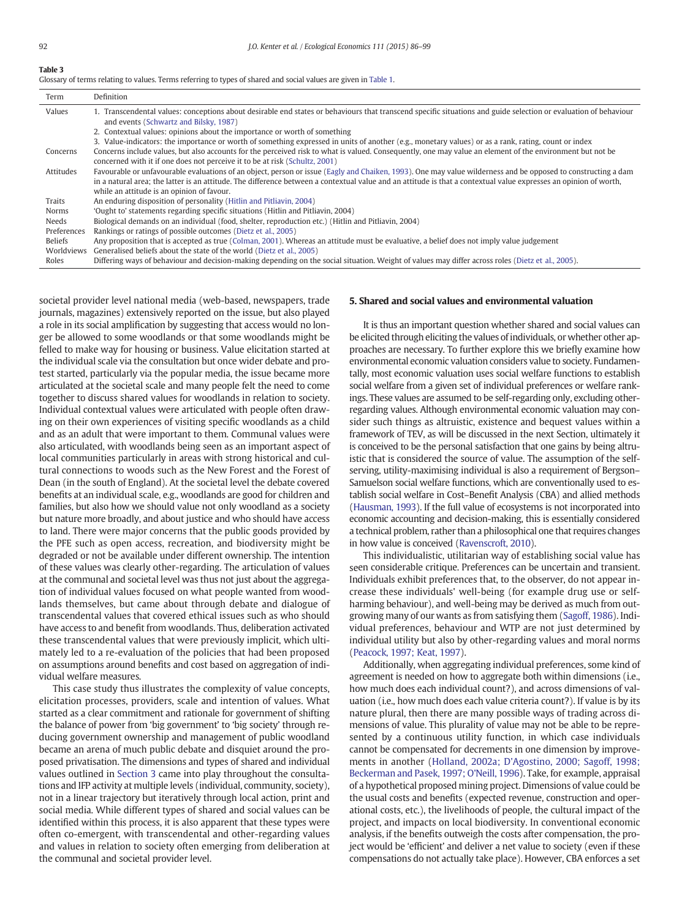**Table 3**
Glossary of terms relating to values. Terms referring to types of shared and social values are given in Table 1.

| Term | Definition |
|---|---|
| Values | 1. Transcendental values: conceptions about desirable end states or behaviours that transcend specific situations and guide selection or evaluation of behaviour and events (Schwartz and Bilsky, 1987)<br>2. Contextual values: opinions about the importance or worth of something<br>3. Value-indicators: the importance or worth of something expressed in units of another (e.g., monetary values) or as a rank, rating, count or index |
| Concerns | Concerns include values, but also accounts for the perceived risk to what is valued. Consequently, one may value an element of the environment but not be concerned with it if one does not perceive it to be at risk (Schultz, 2001) |
| Attitudes | Favourable or unfavourable evaluations of an object, person or issue (Eagly and Chaiken, 1993). One may value wilderness and be opposed to constructing a dam in a natural area; the latter is an attitude. The difference between a contextual value and an attitude is that a contextual value expresses an opinion of worth, while an attitude is an opinion of favour. |
| Traits | An enduring disposition of personality (Hitlin and Pitliavin, 2004) |
| Norms | 'Ought to' statements regarding specific situations (Hitlin and Pitliavin, 2004) |
| Needs | Biological demands on an individual (food, shelter, reproduction etc.) (Hitlin and Pitliavin, 2004) |
| Preferences | Rankings or ratings of possible outcomes (Dietz et al., 2005) |
| Beliefs | Any proposition that is accepted as true (Colman, 2001). Whereas an attitude must be evaluative, a belief does not imply value judgement |
| Worldviews | Generalised beliefs about the state of the world (Dietz et al., 2005) |
| Roles | Differing ways of behaviour and decision-making depending on the social situation. Weight of values may differ across roles (Dietz et al., 2005). |

societal provider level national media (web-based, newspapers, trade journals, magazines) extensively reported on the issue, but also played a role in its social amplification by suggesting that access would no longer be allowed to some woodlands or that some woodlands might be felled to make way for housing or business. Value elicitation started at the individual scale via the consultation but once wider debate and protest started, particularly via the popular media, the issue became more articulated at the societal scale and many people felt the need to come together to discuss shared values for woodlands in relation to society. Individual contextual values were articulated with people often drawing on their own experiences of visiting specific woodlands as a child and as an adult that were important to them. Communal values were also articulated, with woodlands being seen as an important aspect of local communities particularly in areas with strong historical and cultural connections to woods such as the New Forest and the Forest of Dean (in the south of England). At the societal level the debate covered benefits at an individual scale, e.g., woodlands are good for children and families, but also how we should value not only woodland as a society but nature more broadly, and about justice and who should have access to land. There were major concerns that the public goods provided by the PFE such as open access, recreation, and biodiversity might be degraded or not be available under different ownership. The intention of these values was clearly other-regarding. The articulation of values at the communal and societal level was thus not just about the aggregation of individual values focused on what people wanted from woodlands themselves, but came about through debate and dialogue of transcendental values that covered ethical issues such as who should have access to and benefit from woodlands. Thus, deliberation activated these transcendental values that were previously implicit, which ultimately led to a re-evaluation of the policies that had been proposed on assumptions around benefits and cost based on aggregation of individual welfare measures.

This case study thus illustrates the complexity of value concepts, elicitation processes, providers, scale and intention of values. What started as a clear commitment and rationale for government of shifting the balance of power from 'big government' to 'big society' through reducing government ownership and management of public woodland became an arena of much public debate and disquiet around the proposed privatisation. The dimensions and types of shared and individual values outlined in Section 3 came into play throughout the consultations and IFP activity at multiple levels (individual, community, society), not in a linear trajectory but iteratively through local action, print and social media. While different types of shared and social values can be identified within this process, it is also apparent that these types were often co-emergent, with transcendental and other-regarding values and values in relation to society often emerging from deliberation at the communal and societal provider level.

## 5. Shared and social values and environmental valuation

It is thus an important question whether shared and social values can be elicited through eliciting the values of individuals, or whether other approaches are necessary. To further explore this we briefly examine how environmental economic valuation considers value to society. Fundamentally, most economic valuation uses social welfare functions to establish social welfare from a given set of individual preferences or welfare rankings. These values are assumed to be self-regarding only, excluding other-regarding values. Although environmental economic valuation may consider such things as altruistic, existence and bequest values within a framework of TEV, as will be discussed in the next Section, ultimately it is conceived to be the personal satisfaction that one gains by being altruistic that is considered the source of value. The assumption of the self-serving, utility-maximising individual is also a requirement of Bergson–Samuelson social welfare functions, which are conventionally used to establish social welfare in Cost–Benefit Analysis (CBA) and allied methods (Hausman, 1993). If the full value of ecosystems is not incorporated into economic accounting and decision-making, this is essentially considered a technical problem, rather than a philosophical one that requires changes in how value is conceived (Ravenscroft, 2010).

This individualistic, utilitarian way of establishing social value has seen considerable critique. Preferences can be uncertain and transient. Individuals exhibit preferences that, to the observer, do not appear increase these individuals' well-being (for example drug use or self-harming behaviour), and well-being may be derived as much from outgrowing many of our wants as from satisfying them (Sagoff, 1986). Individual preferences, behaviour and WTP are not just determined by individual utility but also by other-regarding values and moral norms (Peacock, 1997; Keat, 1997).

Additionally, when aggregating individual preferences, some kind of agreement is needed on how to aggregate both within dimensions (i.e., how much does each individual count?), and across dimensions of valuation (i.e., how much does each value criteria count?). If value is by its nature plural, then there are many possible ways of trading across dimensions of value. This plurality of value may not be able to be represented by a continuous utility function, in which case individuals cannot be compensated for decrements in one dimension by improvements in another (Holland, 2002a; D'Agostino, 2000; Sagoff, 1998; Beckerman and Pasek, 1997; O'Neill, 1996). Take, for example, appraisal of a hypothetical proposed mining project. Dimensions of value could be the usual costs and benefits (expected revenue, construction and operational costs, etc.), the livelihoods of people, the cultural impact of the project, and impacts on local biodiversity. In conventional economic analysis, if the benefits outweigh the costs after compensation, the project would be 'efficient' and deliver a net value to society (even if these compensations do not actually take place). However, CBA enforces a set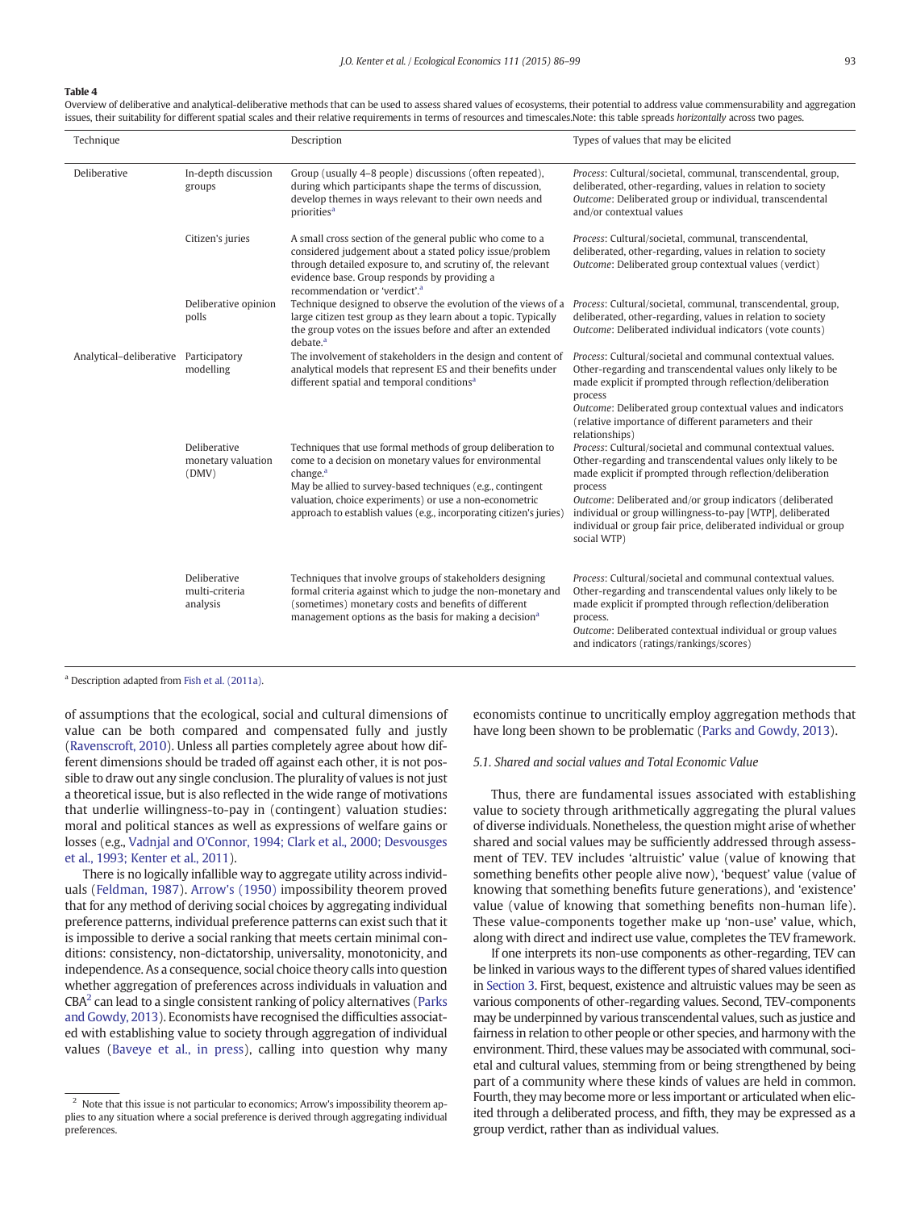**Table 4**

Overview of deliberative and analytical-deliberative methods that can be used to assess shared values of ecosystems, their potential to address value commensurability and aggregation issues, their suitability for different spatial scales and their relative requirements in terms of resources and timescales.Note: this table spreads *horizontally* across two pages.

| Technique | | Description | Types of values that may be elicited |
|---|---|---|---|
| Deliberative | In-depth discussion groups | Group (usually 4–8 people) discussions (often repeated), during which participants shape the terms of discussion, develop themes in ways relevant to their own needs and priorities[a] | *Process*: Cultural/societal, communal, transcendental, group, deliberated, other-regarding, values in relation to society *Outcome*: Deliberated group or individual, transcendental and/or contextual values |
| | Citizen's juries | A small cross section of the general public who come to a considered judgement about a stated policy issue/problem through detailed exposure to, and scrutiny of, the relevant evidence base. Group responds by providing a recommendation or 'verdict'.[a] | *Process*: Cultural/societal, communal, transcendental, deliberated, other-regarding, values in relation to society *Outcome*: Deliberated group contextual values (verdict) |
| | Deliberative opinion polls | Technique designed to observe the evolution of the views of a large citizen test group as they learn about a topic. Typically the group votes on the issues before and after an extended debate.[a] | *Process*: Cultural/societal, communal, transcendental, group, deliberated, other-regarding, values in relation to society *Outcome*: Deliberated individual indicators (vote counts) |
| Analytical–deliberative | Participatory modelling | The involvement of stakeholders in the design and content of analytical models that represent ES and their benefits under different spatial and temporal conditions[a] | *Process*: Cultural/societal and communal contextual values. Other-regarding and transcendental values only likely to be made explicit if prompted through reflection/deliberation process *Outcome*: Deliberated group contextual values and indicators (relative importance of different parameters and their relationships) |
| | Deliberative monetary valuation (DMV) | Techniques that use formal methods of group deliberation to come to a decision on monetary values for environmental change.[a] May be allied to survey-based techniques (e.g., contingent valuation, choice experiments) or use a non-econometric approach to establish values (e.g., incorporating citizen's juries) | *Process*: Cultural/societal and communal contextual values. Other-regarding and transcendental values only likely to be made explicit if prompted through reflection/deliberation process *Outcome*: Deliberated and/or group indicators (deliberated individual or group willingness-to-pay [WTP], deliberated individual or group fair price, deliberated individual or group social WTP) |
| | Deliberative multi-criteria analysis | Techniques that involve groups of stakeholders designing formal criteria against which to judge the non-monetary and (sometimes) monetary costs and benefits of different management options as the basis for making a decision[a] | *Process*: Cultural/societal and communal contextual values. Other-regarding and transcendental values only likely to be made explicit if prompted through reflection/deliberation process. *Outcome*: Deliberated contextual individual or group values and indicators (ratings/rankings/scores) |

[a] Description adapted from Fish et al. (2011a).

of assumptions that the ecological, social and cultural dimensions of value can be both compared and compensated fully and justly (Ravenscroft, 2010). Unless all parties completely agree about how different dimensions should be traded off against each other, it is not possible to draw out any single conclusion. The plurality of values is not just a theoretical issue, but is also reflected in the wide range of motivations that underlie willingness-to-pay in (contingent) valuation studies: moral and political stances as well as expressions of welfare gains or losses (e.g., Vadnjal and O'Connor, 1994; Clark et al., 2000; Desvousges et al., 1993; Kenter et al., 2011).

There is no logically infallible way to aggregate utility across individuals (Feldman, 1987). Arrow's (1950) impossibility theorem proved that for any method of deriving social choices by aggregating individual preference patterns, individual preference patterns can exist such that it is impossible to derive a social ranking that meets certain minimal conditions: consistency, non-dictatorship, universality, monotonicity, and independence. As a consequence, social choice theory calls into question whether aggregation of preferences across individuals in valuation and CBA[2] can lead to a single consistent ranking of policy alternatives (Parks and Gowdy, 2013). Economists have recognised the difficulties associated with establishing value to society through aggregation of individual values (Baveye et al., in press), calling into question why many economists continue to uncritically employ aggregation methods that have long been shown to be problematic (Parks and Gowdy, 2013).

### 5.1. Shared and social values and Total Economic Value

Thus, there are fundamental issues associated with establishing value to society through arithmetically aggregating the plural values of diverse individuals. Nonetheless, the question might arise of whether shared and social values may be sufficiently addressed through assessment of TEV. TEV includes 'altruistic' value (value of knowing that something benefits other people alive now), 'bequest' value (value of knowing that something benefits future generations), and 'existence' value (value of knowing that something benefits non-human life). These value-components together make up 'non-use' value, which, along with direct and indirect use value, completes the TEV framework.

If one interprets its non-use components as other-regarding, TEV can be linked in various ways to the different types of shared values identified in Section 3. First, bequest, existence and altruistic values may be seen as various components of other-regarding values. Second, TEV-components may be underpinned by various transcendental values, such as justice and fairness in relation to other people or other species, and harmony with the environment. Third, these values may be associated with communal, societal and cultural values, stemming from or being strengthened by being part of a community where these kinds of values are held in common. Fourth, they may become more or less important or articulated when elicited through a deliberated process, and fifth, they may be expressed as a group verdict, rather than as individual values.

[2] Note that this issue is not particular to economics; Arrow's impossibility theorem applies to any situation where a social preference is derived through aggregating individual preferences.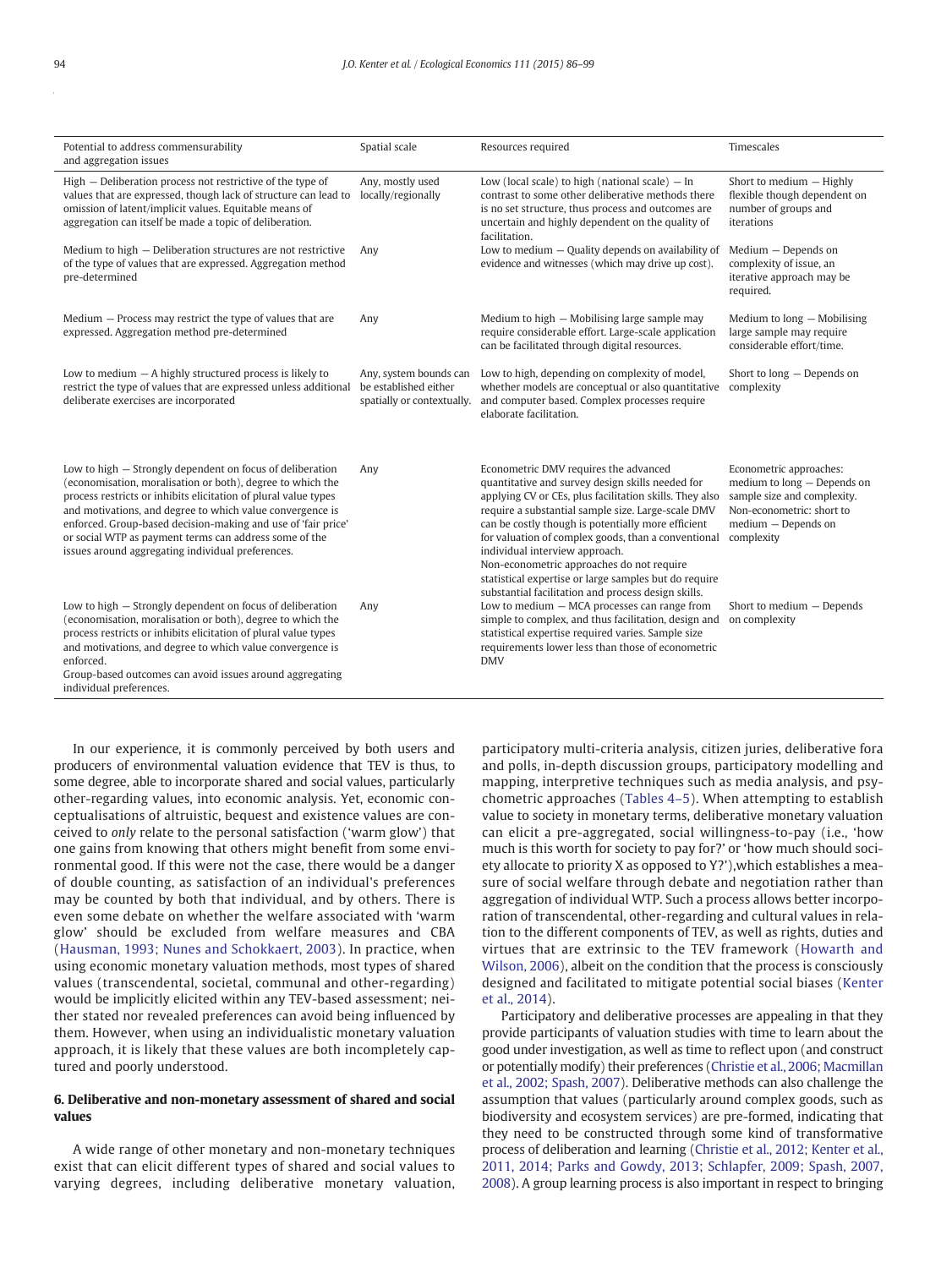| Potential to address commensurability and aggregation issues | Spatial scale | Resources required | Timescales |
|---|---|---|---|
| High — Deliberation process not restrictive of the type of values that are expressed, though lack of structure can lead to omission of latent/implicit values. Equitable means of aggregation can itself be made a topic of deliberation. | Any, mostly used locally/regionally | Low (local scale) to high (national scale) — In contrast to some other deliberative methods there is no set structure, thus process and outcomes are uncertain and highly dependent on the quality of facilitation. | Short to medium — Highly flexible though dependent on number of groups and iterations |
| Medium to high — Deliberation structures are not restrictive of the type of values that are expressed. Aggregation method pre-determined | Any | Low to medium — Quality depends on availability of evidence and witnesses (which may drive up cost). | Medium — Depends on complexity of issue, an iterative approach may be required. |
| Medium — Process may restrict the type of values that are expressed. Aggregation method pre-determined | Any | Medium to high — Mobilising large sample may require considerable effort. Large-scale application can be facilitated through digital resources. | Medium to long — Mobilising large sample may require considerable effort/time. |
| Low to medium — A highly structured process is likely to restrict the type of values that are expressed unless additional deliberate exercises are incorporated | Any, system bounds can be established either spatially or contextually. | Low to high, depending on complexity of model, whether models are conceptual or also quantitative and computer based. Complex processes require elaborate facilitation. | Short to long — Depends on complexity |
| Low to high — Strongly dependent on focus of deliberation (economisation, moralisation or both), degree to which the process restricts or inhibits elicitation of plural value types and motivations, and degree to which value convergence is enforced. Group-based decision-making and use of 'fair price' or social WTP as payment terms can address some of the issues around aggregating individual preferences. | Any | Econometric DMV requires the advanced quantitative and survey design skills needed for applying CV or CEs, plus facilitation skills. They also require a substantial sample size. Large-scale DMV can be costly though is potentially more efficient for valuation of complex goods, than a conventional individual interview approach. Non-econometric approaches do not require statistical expertise or large samples but do require substantial facilitation and process design skills. | Econometric approaches: medium to long — Depends on sample size and complexity. Non-econometric: short to medium — Depends on complexity |
| Low to high — Strongly dependent on focus of deliberation (economisation, moralisation or both), degree to which the process restricts or inhibits elicitation of plural value types and motivations, and degree to which value convergence is enforced. Group-based outcomes can avoid issues around aggregating individual preferences. | Any | Low to medium — MCA processes can range from simple to complex, and thus facilitation, design and statistical expertise required varies. Sample size requirements lower less than those of econometric DMV | Short to medium — Depends on complexity |

In our experience, it is commonly perceived by both users and producers of environmental valuation evidence that TEV is thus, to some degree, able to incorporate shared and social values, particularly other-regarding values, into economic analysis. Yet, economic conceptualisations of altruistic, bequest and existence values are conceived to *only* relate to the personal satisfaction ('warm glow') that one gains from knowing that others might benefit from some environmental good. If this were not the case, there would be a danger of double counting, as satisfaction of an individual's preferences may be counted by both that individual, and by others. There is even some debate on whether the welfare associated with 'warm glow' should be excluded from welfare measures and CBA (Hausman, 1993; Nunes and Schokkaert, 2003). In practice, when using economic monetary valuation methods, most types of shared values (transcendental, societal, communal and other-regarding) would be implicitly elicited within any TEV-based assessment; neither stated nor revealed preferences can avoid being influenced by them. However, when using an individualistic monetary valuation approach, it is likely that these values are both incompletely captured and poorly understood.

## 6. Deliberative and non-monetary assessment of shared and social values

A wide range of other monetary and non-monetary techniques exist that can elicit different types of shared and social values to varying degrees, including deliberative monetary valuation, participatory multi-criteria analysis, citizen juries, deliberative fora and polls, in-depth discussion groups, participatory modelling and mapping, interpretive techniques such as media analysis, and psychometric approaches (Tables 4–5). When attempting to establish value to society in monetary terms, deliberative monetary valuation can elicit a pre-aggregated, social willingness-to-pay (i.e., 'how much is this worth for society to pay for?' or 'how much should society allocate to priority X as opposed to Y?'),which establishes a measure of social welfare through debate and negotiation rather than aggregation of individual WTP. Such a process allows better incorporation of transcendental, other-regarding and cultural values in relation to the different components of TEV, as well as rights, duties and virtues that are extrinsic to the TEV framework (Howarth and Wilson, 2006), albeit on the condition that the process is consciously designed and facilitated to mitigate potential social biases (Kenter et al., 2014).

Participatory and deliberative processes are appealing in that they provide participants of valuation studies with time to learn about the good under investigation, as well as time to reflect upon (and construct or potentially modify) their preferences (Christie et al., 2006; Macmillan et al., 2002; Spash, 2007). Deliberative methods can also challenge the assumption that values (particularly around complex goods, such as biodiversity and ecosystem services) are pre-formed, indicating that they need to be constructed through some kind of transformative process of deliberation and learning (Christie et al., 2012; Kenter et al., 2011, 2014; Parks and Gowdy, 2013; Schlapfer, 2009; Spash, 2007, 2008). A group learning process is also important in respect to bringing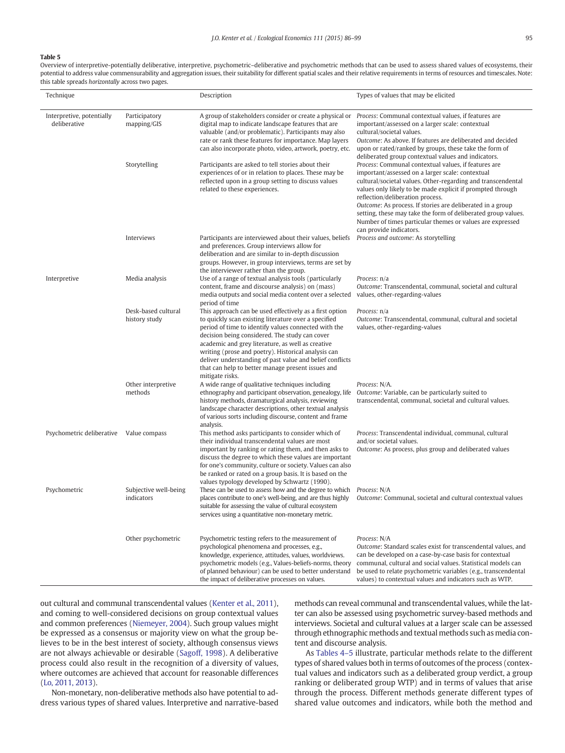**Table 5**
Overview of interpretive-potentially deliberative, interpretive, psychometric–deliberative and psychometric methods that can be used to assess shared values of ecosystems, their potential to address value commensurability and aggregation issues, their suitability for different spatial scales and their relative requirements in terms of resources and timescales. Note: this table spreads *horizontally* across two pages.

| Technique | | Description | Types of values that may be elicited |
|---|---|---|---|
| Interpretive, potentially deliberative | Participatory mapping/GIS | A group of stakeholders consider or create a physical or digital map to indicate landscape features that are valuable (and/or problematic). Participants may also rate or rank these features for importance. Map layers can also incorporate photo, video, artwork, poetry, etc. | *Process*: Communal contextual values, if features are important/assessed on a larger scale: contextual cultural/societal values. *Outcome*: As above. If features are deliberated and decided upon or rated/ranked by groups, these take the form of deliberated group contextual values and indicators. |
| | Storytelling | Participants are asked to tell stories about their experiences of or in relation to places. These may be reflected upon in a group setting to discuss values related to these experiences. | *Process*: Communal contextual values, if features are important/assessed on a larger scale: contextual cultural/societal values. Other-regarding and transcendental values only likely to be made explicit if prompted through reflection/deliberation process. *Outcome*: As process. If stories are deliberated in a group setting, these may take the form of deliberated group values. Number of times particular themes or values are expressed can provide indicators. |
| | Interviews | Participants are interviewed about their values, beliefs and preferences. Group interviews allow for deliberation and are similar to in-depth discussion groups. However, in group interviews, terms are set by the interviewer rather than the group. | *Process and outcome*: As storytelling |
| Interpretive | Media analysis | Use of a range of textual analysis tools (particularly content, frame and discourse analysis) on (mass) media outputs and social media content over a selected period of time | *Process*: n/a *Outcome*: Transcendental, communal, societal and cultural values, other-regarding-values |
| | Desk-based cultural history study | This approach can be used effectively as a first option to quickly scan existing literature over a specified period of time to identify values connected with the decision being considered. The study can cover academic and grey literature, as well as creative writing (prose and poetry). Historical analysis can deliver understanding of past value and belief conflicts that can help to better manage present issues and mitigate risks. | *Process*: n/a *Outcome*: Transcendental, communal, cultural and societal values, other-regarding-values |
| | Other interpretive methods | A wide range of qualitative techniques including ethnography and participant observation, genealogy, life history methods, dramaturgical analysis, reviewing landscape character descriptions, other textual analysis of various sorts including discourse, content and frame analysis. | *Process*: N/A. *Outcome*: Variable, can be particularly suited to transcendental, communal, societal and cultural values. |
| Psychometric deliberative | Value compass | This method asks participants to consider which of their individual transcendental values are most important by ranking or rating them, and then asks to discuss the degree to which these values are important for one's community, culture or society. Values can also be ranked or rated on a group basis. It is based on the values typology developed by Schwartz (1990). | *Process*: Transcendental individual, communal, cultural and/or societal values. *Outcome*: As process, plus group and deliberated values |
| Psychometric | Subjective well-being indicators | These can be used to assess how and the degree to which places contribute to one's well-being, and are thus highly suitable for assessing the value of cultural ecosystem services using a quantitative non-monetary metric. | *Process*: N/A *Outcome*: Communal, societal and cultural contextual values |
| | Other psychometric | Psychometric testing refers to the measurement of psychological phenomena and processes, e.g., knowledge, experience, attitudes, values, worldviews. psychometric models (e.g., Values-beliefs-norms, theory of planned behaviour) can be used to better understand the impact of deliberative processes on values. | *Process*: N/A *Outcome*: Standard scales exist for transcendental values, and can be developed on a case-by-case basis for contextual communal, cultural and social values. Statistical models can be used to relate psychometric variables (e.g., transcendental values) to contextual values and indicators such as WTP. |

out cultural and communal transcendental values (Kenter et al., 2011), and coming to well-considered decisions on group contextual values and common preferences (Niemeyer, 2004). Such group values might be expressed as a consensus or majority view on what the group believes to be in the best interest of society, although consensus views are not always achievable or desirable (Sagoff, 1998). A deliberative process could also result in the recognition of a diversity of values, where outcomes are achieved that account for reasonable differences (Lo, 2011, 2013).

Non-monetary, non-deliberative methods also have potential to address various types of shared values. Interpretive and narrative-based methods can reveal communal and transcendental values, while the latter can also be assessed using psychometric survey-based methods and interviews. Societal and cultural values at a larger scale can be assessed through ethnographic methods and textual methods such as media content and discourse analysis.

As Tables 4–5 illustrate, particular methods relate to the different types of shared values both in terms of outcomes of the process (contextual values and indicators such as a deliberated group verdict, a group ranking or deliberated group WTP) and in terms of values that arise through the process. Different methods generate different types of shared value outcomes and indicators, while both the method and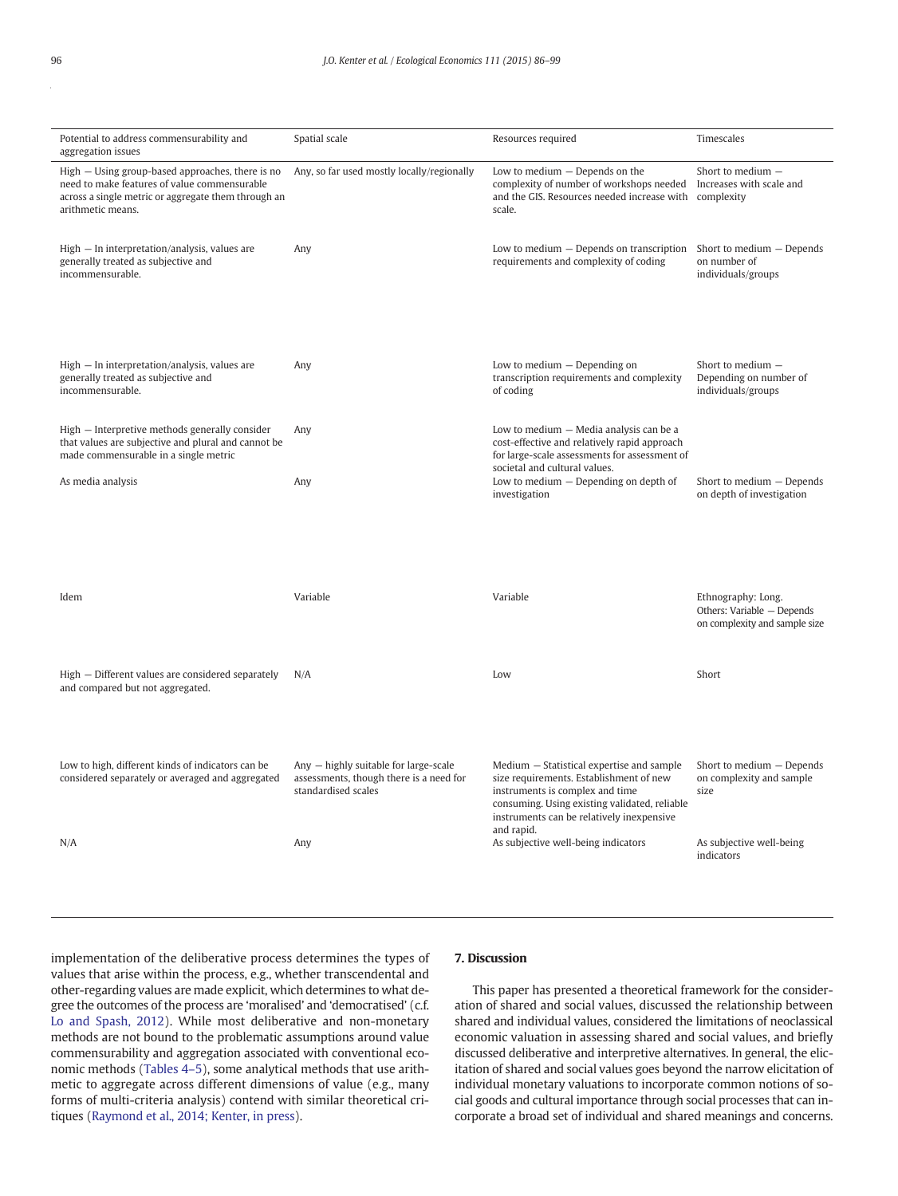| Potential to address commensurability and aggregation issues | Spatial scale | Resources required | Timescales |
|---|---|---|---|
| High – Using group-based approaches, there is no need to make features of value commensurable across a single metric or aggregate them through an arithmetic means. | Any, so far used mostly locally/regionally | Low to medium – Depends on the complexity of number of workshops needed and the GIS. Resources needed increase with scale. | Short to medium – Increases with scale and complexity |
| High – In interpretation/analysis, values are generally treated as subjective and incommensurable. | Any | Low to medium – Depends on transcription requirements and complexity of coding | Short to medium – Depends on number of individuals/groups |
| High – In interpretation/analysis, values are generally treated as subjective and incommensurable. | Any | Low to medium – Depending on transcription requirements and complexity of coding | Short to medium – Depending on number of individuals/groups |
| High – Interpretive methods generally consider that values are subjective and plural and cannot be made commensurable in a single metric | Any | Low to medium – Media analysis can be a cost-effective and relatively rapid approach for large-scale assessments for assessment of societal and cultural values. | |
| As media analysis | Any | Low to medium – Depending on depth of investigation | Short to medium – Depends on depth of investigation |
| Idem | Variable | Variable | Ethnography: Long. Others: Variable – Depends on complexity and sample size |
| High – Different values are considered separately and compared but not aggregated. | N/A | Low | Short |
| Low to high, different kinds of indicators can be considered separately or averaged and aggregated | Any – highly suitable for large-scale assessments, though there is a need for standardised scales | Medium – Statistical expertise and sample size requirements. Establishment of new instruments is complex and time consuming. Using existing validated, reliable instruments can be relatively inexpensive and rapid. | Short to medium – Depends on complexity and sample size |
| N/A | Any | As subjective well-being indicators | As subjective well-being indicators |

implementation of the deliberative process determines the types of values that arise within the process, e.g., whether transcendental and other-regarding values are made explicit, which determines to what degree the outcomes of the process are 'moralised' and 'democratised' (c.f. Lo and Spash, 2012). While most deliberative and non-monetary methods are not bound to the problematic assumptions around value commensurability and aggregation associated with conventional economic methods (Tables 4–5), some analytical methods that use arithmetic to aggregate across different dimensions of value (e.g., many forms of multi-criteria analysis) contend with similar theoretical critiques (Raymond et al., 2014; Kenter, in press).

## 7. Discussion

This paper has presented a theoretical framework for the consideration of shared and social values, discussed the relationship between shared and individual values, considered the limitations of neoclassical economic valuation in assessing shared and social values, and briefly discussed deliberative and interpretive alternatives. In general, the elicitation of shared and social values goes beyond the narrow elicitation of individual monetary valuations to incorporate common notions of social goods and cultural importance through social processes that can incorporate a broad set of individual and shared meanings and concerns.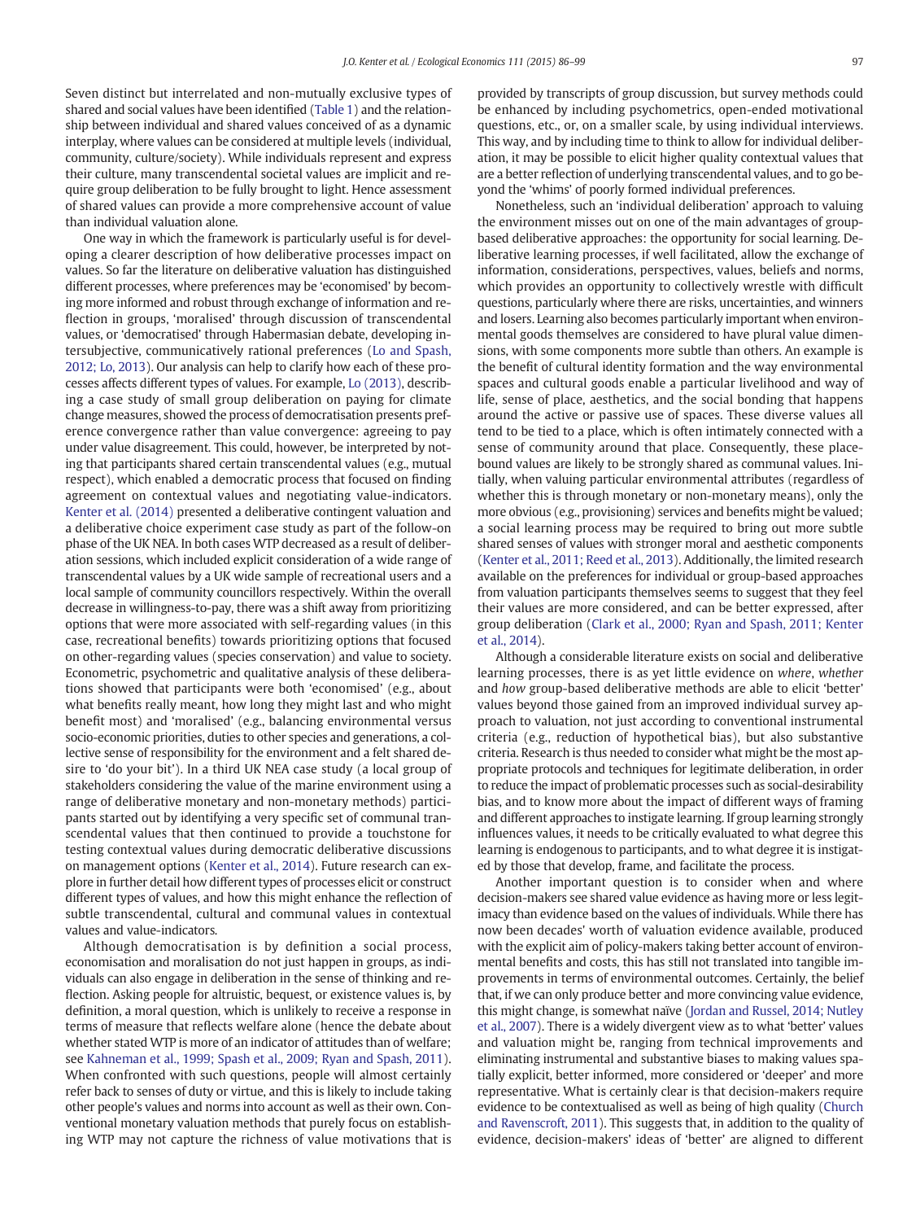Seven distinct but interrelated and non-mutually exclusive types of shared and social values have been identified (Table 1) and the relationship between individual and shared values conceived of as a dynamic interplay, where values can be considered at multiple levels (individual, community, culture/society). While individuals represent and express their culture, many transcendental societal values are implicit and require group deliberation to be fully brought to light. Hence assessment of shared values can provide a more comprehensive account of value than individual valuation alone.

One way in which the framework is particularly useful is for developing a clearer description of how deliberative processes impact on values. So far the literature on deliberative valuation has distinguished different processes, where preferences may be 'economised' by becoming more informed and more robust through exchange of information and reflection in groups, 'moralised' through discussion of transcendental values, or 'democratised' through Habermasian debate, developing intersubjective, communicatively rational preferences (Lo and Spash, 2012; Lo, 2013). Our analysis can help to clarify how each of these processes affects different types of values. For example, Lo (2013), describing a case study of small group deliberation on paying for climate change measures, showed the process of democratisation presents preference convergence rather than value convergence: agreeing to pay under value disagreement. This could, however, be interpreted by noting that participants shared certain transcendental values (e.g., mutual respect), which enabled a democratic process that focused on finding agreement on contextual values and negotiating value-indicators. Kenter et al. (2014) presented a deliberative contingent valuation and a deliberative choice experiment case study as part of the follow-on phase of the UK NEA. In both cases WTP decreased as a result of deliberation sessions, which included explicit consideration of a wide range of transcendental values by a UK wide sample of recreational users and a local sample of community councillors respectively. Within the overall decrease in willingness-to-pay, there was a shift away from prioritizing options that were more associated with self-regarding values (in this case, recreational benefits) towards prioritizing options that focused on other-regarding values (species conservation) and value to society. Econometric, psychometric and qualitative analysis of these deliberations showed that participants were both 'economised' (e.g., about what benefits really meant, how long they might last and who might benefit most) and 'moralised' (e.g., balancing environmental versus socio-economic priorities, duties to other species and generations, a collective sense of responsibility for the environment and a felt shared desire to 'do your bit'). In a third UK NEA case study (a local group of stakeholders considering the value of the marine environment using a range of deliberative monetary and non-monetary methods) participants started out by identifying a very specific set of communal transcendental values that then continued to provide a touchstone for testing contextual values during democratic deliberative discussions on management options (Kenter et al., 2014). Future research can explore in further detail how different types of processes elicit or construct different types of values, and how this might enhance the reflection of subtle transcendental, cultural and communal values in contextual values and value-indicators.

Although democratisation is by definition a social process, economisation and moralisation do not just happen in groups, as individuals can also engage in deliberation in the sense of thinking and reflection. Asking people for altruistic, bequest, or existence values is, by definition, a moral question, which is unlikely to receive a response in terms of measure that reflects welfare alone (hence the debate about whether stated WTP is more of an indicator of attitudes than of welfare; see Kahneman et al., 1999; Spash et al., 2009; Ryan and Spash, 2011). When confronted with such questions, people will almost certainly refer back to senses of duty or virtue, and this is likely to include taking other people's values and norms into account as well as their own. Conventional monetary valuation methods that purely focus on establishing WTP may not capture the richness of value motivations that is provided by transcripts of group discussion, but survey methods could be enhanced by including psychometrics, open-ended motivational questions, etc., or, on a smaller scale, by using individual interviews. This way, and by including time to think to allow for individual deliberation, it may be possible to elicit higher quality contextual values that are a better reflection of underlying transcendental values, and to go beyond the 'whims' of poorly formed individual preferences.

Nonetheless, such an 'individual deliberation' approach to valuing the environment misses out on one of the main advantages of group-based deliberative approaches: the opportunity for social learning. Deliberative learning processes, if well facilitated, allow the exchange of information, considerations, perspectives, values, beliefs and norms, which provides an opportunity to collectively wrestle with difficult questions, particularly where there are risks, uncertainties, and winners and losers. Learning also becomes particularly important when environmental goods themselves are considered to have plural value dimensions, with some components more subtle than others. An example is the benefit of cultural identity formation and the way environmental spaces and cultural goods enable a particular livelihood and way of life, sense of place, aesthetics, and the social bonding that happens around the active or passive use of spaces. These diverse values all tend to be tied to a place, which is often intimately connected with a sense of community around that place. Consequently, these place-bound values are likely to be strongly shared as communal values. Initially, when valuing particular environmental attributes (regardless of whether this is through monetary or non-monetary means), only the more obvious (e.g., provisioning) services and benefits might be valued; a social learning process may be required to bring out more subtle shared senses of values with stronger moral and aesthetic components (Kenter et al., 2011; Reed et al., 2013). Additionally, the limited research available on the preferences for individual or group-based approaches from valuation participants themselves seems to suggest that they feel their values are more considered, and can be better expressed, after group deliberation (Clark et al., 2000; Ryan and Spash, 2011; Kenter et al., 2014).

Although a considerable literature exists on social and deliberative learning processes, there is as yet little evidence on *where*, *whether* and *how* group-based deliberative methods are able to elicit 'better' values beyond those gained from an improved individual survey approach to valuation, not just according to conventional instrumental criteria (e.g., reduction of hypothetical bias), but also substantive criteria. Research is thus needed to consider what might be the most appropriate protocols and techniques for legitimate deliberation, in order to reduce the impact of problematic processes such as social-desirability bias, and to know more about the impact of different ways of framing and different approaches to instigate learning. If group learning strongly influences values, it needs to be critically evaluated to what degree this learning is endogenous to participants, and to what degree it is instigated by those that develop, frame, and facilitate the process.

Another important question is to consider when and where decision-makers see shared value evidence as having more or less legitimacy than evidence based on the values of individuals. While there has now been decades' worth of valuation evidence available, produced with the explicit aim of policy-makers taking better account of environmental benefits and costs, this has still not translated into tangible improvements in terms of environmental outcomes. Certainly, the belief that, if we can only produce better and more convincing value evidence, this might change, is somewhat naïve (Jordan and Russel, 2014; Nutley et al., 2007). There is a widely divergent view as to what 'better' values and valuation might be, ranging from technical improvements and eliminating instrumental and substantive biases to making values spatially explicit, better informed, more considered or 'deeper' and more representative. What is certainly clear is that decision-makers require evidence to be contextualised as well as being of high quality (Church and Ravenscroft, 2011). This suggests that, in addition to the quality of evidence, decision-makers' ideas of 'better' are aligned to different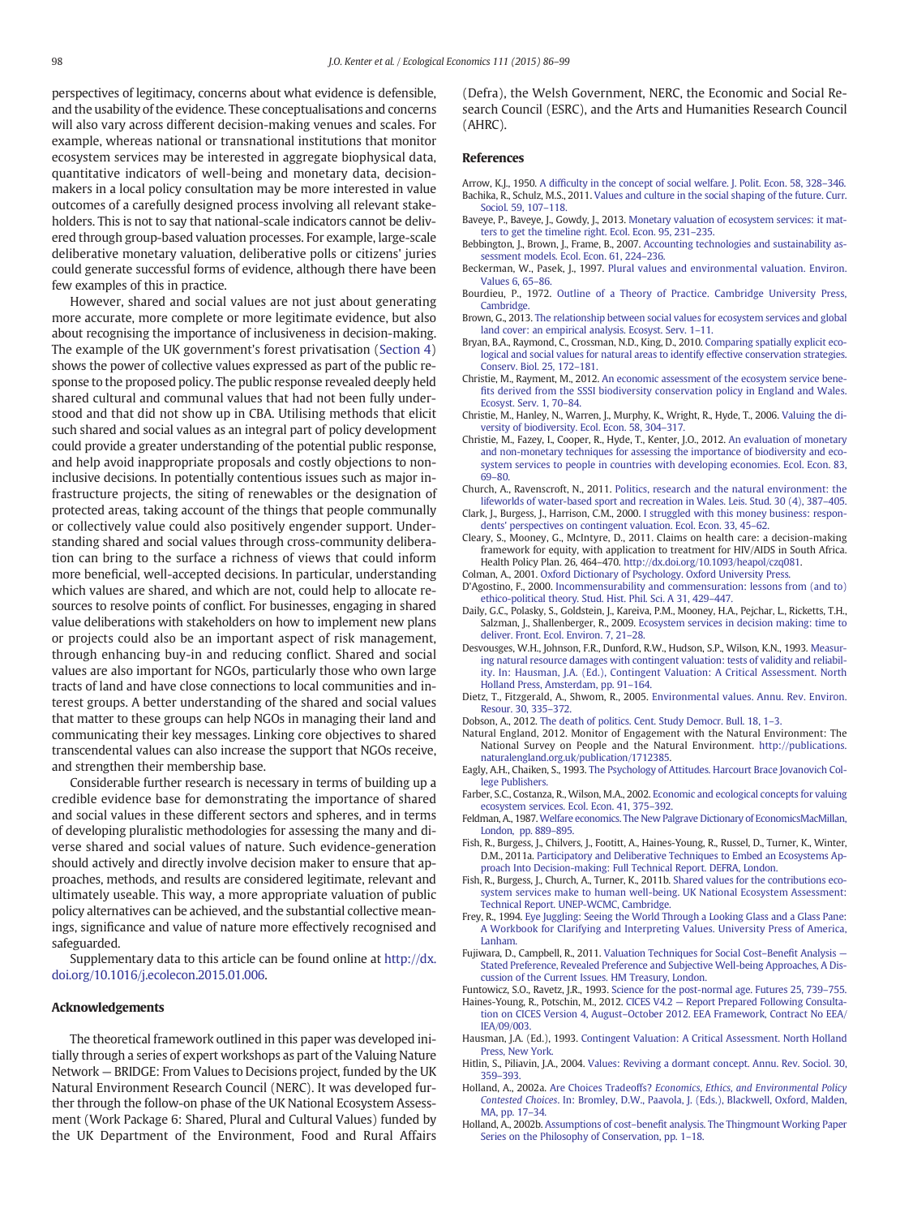perspectives of legitimacy, concerns about what evidence is defensible, and the usability of the evidence. These conceptualisations and concerns will also vary across different decision-making venues and scales. For example, whereas national or transnational institutions that monitor ecosystem services may be interested in aggregate biophysical data, quantitative indicators of well-being and monetary data, decision-makers in a local policy consultation may be more interested in value outcomes of a carefully designed process involving all relevant stakeholders. This is not to say that national-scale indicators cannot be delivered through group-based valuation processes. For example, large-scale deliberative monetary valuation, deliberative polls or citizens' juries could generate successful forms of evidence, although there have been few examples of this in practice.

However, shared and social values are not just about generating more accurate, more complete or more legitimate evidence, but also about recognising the importance of inclusiveness in decision-making. The example of the UK government's forest privatisation (Section 4) shows the power of collective values expressed as part of the public response to the proposed policy. The public response revealed deeply held shared cultural and communal values that had not been fully understood and that did not show up in CBA. Utilising methods that elicit such shared and social values as an integral part of policy development could provide a greater understanding of the potential public response, and help avoid inappropriate proposals and costly objections to non-inclusive decisions. In potentially contentious issues such as major infrastructure projects, the siting of renewables or the designation of protected areas, taking account of the things that people communally or collectively value could also positively engender support. Understanding shared and social values through cross-community deliberation can bring to the surface a richness of views that could inform more beneficial, well-accepted decisions. In particular, understanding which values are shared, and which are not, could help to allocate resources to resolve points of conflict. For businesses, engaging in shared value deliberations with stakeholders on how to implement new plans or projects could also be an important aspect of risk management, through enhancing buy-in and reducing conflict. Shared and social values are also important for NGOs, particularly those who own large tracts of land and have close connections to local communities and interest groups. A better understanding of the shared and social values that matter to these groups can help NGOs in managing their land and communicating their key messages. Linking core objectives to shared transcendental values can also increase the support that NGOs receive, and strengthen their membership base.

Considerable further research is necessary in terms of building up a credible evidence base for demonstrating the importance of shared and social values in these different sectors and spheres, and in terms of developing pluralistic methodologies for assessing the many and diverse shared and social values of nature. Such evidence-generation should actively and directly involve decision maker to ensure that approaches, methods, and results are considered legitimate, relevant and ultimately useable. This way, a more appropriate valuation of public policy alternatives can be achieved, and the substantial collective meanings, significance and value of nature more effectively recognised and safeguarded.

Supplementary data to this article can be found online at http://dx.doi.org/10.1016/j.ecolecon.2015.01.006.

## Acknowledgements

The theoretical framework outlined in this paper was developed initially through a series of expert workshops as part of the Valuing Nature Network — BRIDGE: From Values to Decisions project, funded by the UK Natural Environment Research Council (NERC). It was developed further through the follow-on phase of the UK National Ecosystem Assessment (Work Package 6: Shared, Plural and Cultural Values) funded by the UK Department of the Environment, Food and Rural Affairs (Defra), the Welsh Government, NERC, the Economic and Social Research Council (ESRC), and the Arts and Humanities Research Council (AHRC).

## References

Arrow, K.J., 1950. A difficulty in the concept of social welfare. J. Polit. Econ. 58, 328–346.

Bachika, R., Schulz, M.S., 2011. Values and culture in the social shaping of the future. Curr. Sociol. 59, 107–118.

Baveye, P., Baveye, J., Gowdy, J., 2013. Monetary valuation of ecosystem services: it matters to get the timeline right. Ecol. Econ. 95, 231–235.

Bebbington, J., Brown, J., Frame, B., 2007. Accounting technologies and sustainability assessment models. Ecol. Econ. 61, 224–236.

Beckerman, W., Pasek, J., 1997. Plural values and environmental valuation. Environ. Values 6, 65–86.

Bourdieu, P., 1972. Outline of a Theory of Practice. Cambridge University Press, Cambridge.

Brown, G., 2013. The relationship between social values for ecosystem services and global land cover: an empirical analysis. Ecosyst. Serv. 1–11.

Bryan, B.A., Raymond, C., Crossman, N.D., King, D., 2010. Comparing spatially explicit ecological and social values for natural areas to identify effective conservation strategies. Conserv. Biol. 25, 172–181.

Christie, M., Rayment, M., 2012. An economic assessment of the ecosystem service benefits derived from the SSSI biodiversity conservation policy in England and Wales. Ecosyst. Serv. 1, 70–84.

Christie, M., Hanley, N., Warren, J., Murphy, K., Wright, R., Hyde, T., 2006. Valuing the diversity of biodiversity. Ecol. Econ. 58, 304–317.

Christie, M., Fazey, I., Cooper, R., Hyde, T., Kenter, J.O., 2012. An evaluation of monetary and non-monetary techniques for assessing the importance of biodiversity and ecosystem services to people in countries with developing economies. Ecol. Econ. 83, 69–80.

Church, A., Ravenscroft, N., 2011. Politics, research and the natural environment: the lifeworlds of water-based sport and recreation in Wales. Leis. Stud. 30 (4), 387–405.

Clark, J., Burgess, J., Harrison, C.M., 2000. I struggled with this money business: respondents' perspectives on contingent valuation. Ecol. Econ. 33, 45–62.

Cleary, S., Mooney, G., McIntyre, D., 2011. Claims on health care: a decision-making framework for equity, with application to treatment for HIV/AIDS in South Africa. Health Policy Plan. 26, 464–470. http://dx.doi.org/10.1093/heapol/czq081.

Colman, A., 2001. Oxford Dictionary of Psychology. Oxford University Press.

D'Agostino, F., 2000. Incommensurability and commensuration: lessons from (and to) ethico-political theory. Stud. Hist. Phil. Sci. A 31, 429–447.

Daily, G.C., Polasky, S., Goldstein, J., Kareiva, P.M., Mooney, H.A., Pejchar, L., Ricketts, T.H., Salzman, J., Shallenberger, R., 2009. Ecosystem services in decision making: time to deliver. Front. Ecol. Environ. 7, 21–28.

Desvousges, W.H., Johnson, F.R., Dunford, R.W., Hudson, S.P., Wilson, K.N., 1993. Measuring natural resource damages with contingent valuation: tests of validity and reliability. In: Hausman, J.A. (Ed.), Contingent Valuation: A Critical Assessment. North Holland Press, Amsterdam, pp. 91–164.

Dietz, T., Fitzgerald, A., Shwom, R., 2005. Environmental values. Annu. Rev. Environ. Resour. 30, 335–372.

Dobson, A., 2012. The death of politics. Cent. Study Democr. Bull. 18, 1–3.

Natural England, 2012. Monitor of Engagement with the Natural Environment: The National Survey on People and the Natural Environment. http://publications.naturalengland.org.uk/publication/1712385.

Eagly, A.H., Chaiken, S., 1993. The Psychology of Attitudes. Harcourt Brace Jovanovich College Publishers.

Farber, S.C., Costanza, R., Wilson, M.A., 2002. Economic and ecological concepts for valuing ecosystem services. Ecol. Econ. 41, 375–392.

Feldman, A., 1987. Welfare economics. The New Palgrave Dictionary of EconomicsMacMillan, London, pp. 889–895.

Fish, R., Burgess, J., Chilvers, J., Footitt, A., Haines-Young, R., Russel, D., Turner, K., Winter, D.M., 2011a. Participatory and Deliberative Techniques to Embed an Ecosystems Approach Into Decision-making: Full Technical Report. DEFRA, London.

Fish, R., Burgess, J., Church, A., Turner, K., 2011b. Shared values for the contributions ecosystem services make to human well-being. UK National Ecosystem Assessment: Technical Report. UNEP-WCMC, Cambridge.

Frey, R., 1994. Eye Juggling: Seeing the World Through a Looking Glass and a Glass Pane: A Workbook for Clarifying and Interpreting Values. University Press of America, Lanham.

Fujiwara, D., Campbell, R., 2011. Valuation Techniques for Social Cost–Benefit Analysis — Stated Preference, Revealed Preference and Subjective Well-being Approaches, A Discussion of the Current Issues. HM Treasury, London.

Funtowicz, S.O., Ravetz, J.R., 1993. Science for the post-normal age. Futures 25, 739–755.

Haines-Young, R., Potschin, M., 2012. CICES V4.2 — Report Prepared Following Consultation on CICES Version 4, August–October 2012. EEA Framework, Contract No EEA/IEA/09/003.

Hausman, J.A. (Ed.), 1993. Contingent Valuation: A Critical Assessment. North Holland Press, New York.

Hitlin, S., Piliavin, J.A., 2004. Values: Reviving a dormant concept. Annu. Rev. Sociol. 30, 359–393.

Holland, A., 2002a. Are Choices Tradeoffs? *Economics, Ethics, and Environmental Policy Contested Choices*. In: Bromley, D.W., Paavola, J. (Eds.), Blackwell, Oxford, Malden, MA, pp. 17–34.

Holland, A., 2002b. Assumptions of cost–benefit analysis. The Thingmount Working Paper Series on the Philosophy of Conservation, pp. 1–18.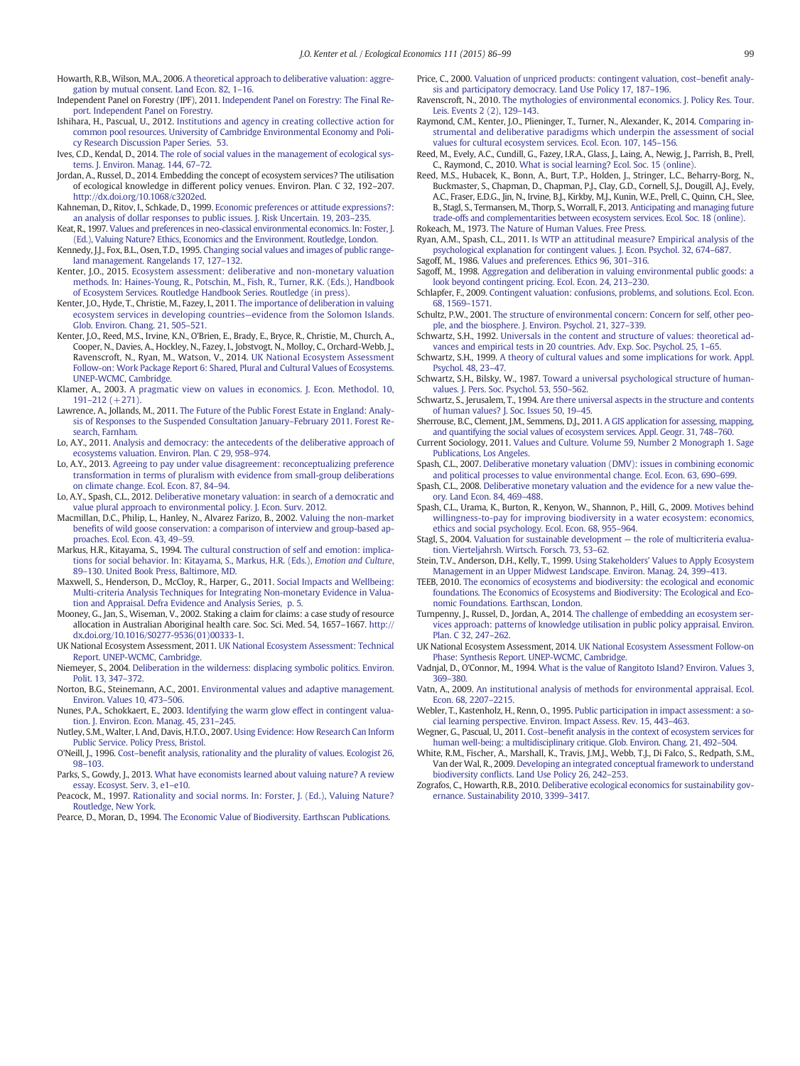Howarth, R.B., Wilson, M.A., 2006. A theoretical approach to deliberative valuation: aggregation by mutual consent. Land Econ. 82, 1–16.

Independent Panel on Forestry (IPF), 2011. Independent Panel on Forestry: The Final Report. Independent Panel on Forestry.

Ishihara, H., Pascual, U., 2012. Institutions and agency in creating collective action for common pool resources. University of Cambridge Environmental Economy and Policy Research Discussion Paper Series. 53.

Ives, C.D., Kendal, D., 2014. The role of social values in the management of ecological systems. J. Environ. Manag. 144, 67–72.

Jordan, A., Russel, D., 2014. Embedding the concept of ecosystem services? The utilisation of ecological knowledge in different policy venues. Environ. Plan. C 32, 192–207. http://dx.doi.org/10.1068/c3202ed.

Kahneman, D., Ritov, I., Schkade, D., 1999. Economic preferences or attitude expressions?: an analysis of dollar responses to public issues. J. Risk Uncertain. 19, 203–235.

Keat, R., 1997. Values and preferences in neo-classical environmental economics. In: Foster, J. (Ed.), Valuing Nature? Ethics, Economics and the Environment. Routledge, London.

Kennedy, J.J., Fox, B.L., Osen, T.D., 1995. Changing social values and images of public rangeland management. Rangelands 17, 127–132.

Kenter, J.O., 2015. Ecosystem assessment: deliberative and non-monetary valuation methods. In: Haines-Young, R., Potschin, M., Fish, R., Turner, R.K. (Eds.), Handbook of Ecosystem Services. Routledge Handbook Series. Routledge (in press).

Kenter, J.O., Hyde, T., Christie, M., Fazey, I., 2011. The importance of deliberation in valuing ecosystem services in developing countries—evidence from the Solomon Islands. Glob. Environ. Chang. 21, 505–521.

Kenter, J.O., Reed, M.S., Irvine, K.N., O'Brien, E., Brady, E., Bryce, R., Christie, M., Church, A., Cooper, N., Davies, A., Hockley, N., Fazey, I., Jobstvogt, N., Molloy, C., Orchard-Webb, J., Ravenscroft, N., Ryan, M., Watson, V., 2014. UK National Ecosystem Assessment Follow-on: Work Package Report 6: Shared, Plural and Cultural Values of Ecosystems. UNEP-WCMC, Cambridge.

Klamer, A., 2003. A pragmatic view on values in economics. J. Econ. Methodol. 10, 191–212 (+271).

Lawrence, A., Jollands, M., 2011. The Future of the Public Forest Estate in England: Analysis of Responses to the Suspended Consultation January–February 2011. Forest Research, Farnham.

Lo, A.Y., 2011. Analysis and democracy: the antecedents of the deliberative approach of ecosystems valuation. Environ. Plan. C 29, 958–974.

Lo, A.Y., 2013. Agreeing to pay under value disagreement: reconceptualizing preference transformation in terms of pluralism with evidence from small-group deliberations on climate change. Ecol. Econ. 87, 84–94.

Lo, A.Y., Spash, C.L., 2012. Deliberative monetary valuation: in search of a democratic and value plural approach to environmental policy. J. Econ. Surv. 2012.

Macmillan, D.C., Philip, L., Hanley, N., Alvarez Farizo, B., 2002. Valuing the non-market benefits of wild goose conservation: a comparison of interview and group-based approaches. Ecol. Econ. 43, 49–59.

Markus, H.R., Kitayama, S., 1994. The cultural construction of self and emotion: implications for social behavior. In: Kitayama, S., Markus, H.R. (Eds.), *Emotion and Culture*, 89–130. United Book Press, Baltimore, MD.

Maxwell, S., Henderson, D., McCloy, R., Harper, G., 2011. Social Impacts and Wellbeing: Multi-criteria Analysis Techniques for Integrating Non-monetary Evidence in Valuation and Appraisal. Defra Evidence and Analysis Series, p. 5.

Mooney, G., Jan, S., Wiseman, V., 2002. Staking a claim for claims: a case study of resource allocation in Australian Aboriginal health care. Soc. Sci. Med. 54, 1657–1667. http://dx.doi.org/10.1016/S0277-9536(01)00333-1.

UK National Ecosystem Assessment, 2011. UK National Ecosystem Assessment: Technical Report. UNEP-WCMC, Cambridge.

Niemeyer, S., 2004. Deliberation in the wilderness: displacing symbolic politics. Environ. Polit. 13, 347–372.

Norton, B.G., Steinemann, A.C., 2001. Environmental values and adaptive management. Environ. Values 10, 473–506.

Nunes, P.A., Schokkaert, E., 2003. Identifying the warm glow effect in contingent valuation. J. Environ. Econ. Manag. 45, 231–245.

Nutley, S.M., Walter, I. And, Davis, H.T.O., 2007. Using Evidence: How Research Can Inform Public Service. Policy Press, Bristol.

O'Neill, J., 1996. Cost–benefit analysis, rationality and the plurality of values. Ecologist 26, 98–103.

Parks, S., Gowdy, J., 2013. What have economists learned about valuing nature? A review essay. Ecosyst. Serv. 3, e1–e10.

Peacock, M., 1997. Rationality and social norms. In: Forster, J. (Ed.), Valuing Nature? Routledge, New York.

Pearce, D., Moran, D., 1994. The Economic Value of Biodiversity. Earthscan Publications.

Price, C., 2000. Valuation of unpriced products: contingent valuation, cost–benefit analysis and participatory democracy. Land Use Policy 17, 187–196.

Ravenscroft, N., 2010. The mythologies of environmental economics. J. Policy Res. Tour. Leis. Events 2 (2), 129–143.

Raymond, C.M., Kenter, J.O., Plieninger, T., Turner, N., Alexander, K., 2014. Comparing instrumental and deliberative paradigms which underpin the assessment of social values for cultural ecosystem services. Ecol. Econ. 107, 145–156.

Reed, M., Evely, A.C., Cundill, G., Fazey, I.R.A., Glass, J., Laing, A., Newig, J., Parrish, B., Prell, C., Raymond, C., 2010. What is social learning? Ecol. Soc. 15 (online).

Reed, M.S., Hubacek, K., Bonn, A., Burt, T.P., Holden, J., Stringer, L.C., Beharry-Borg, N., Buckmaster, S., Chapman, D., Chapman, P.J., Clay, G.D., Cornell, S.J., Dougill, A.J., Evely, A.C., Fraser, E.D.G., Jin, N., Irvine, B.J., Kirkby, M.J., Kunin, W.E., Prell, C., Quinn, C.H., Slee, B., Stagl, S., Termansen, M., Thorp, S., Worrall, F., 2013. Anticipating and managing future trade-offs and complementarities between ecosystem services. Ecol. Soc. 18 (online).

Rokeach, M., 1973. The Nature of Human Values. Free Press.

Ryan, A.M., Spash, C.L., 2011. Is WTP an attitudinal measure? Empirical analysis of the psychological explanation for contingent values. J. Econ. Psychol. 32, 674–687.

Sagoff, M., 1986. Values and preferences. Ethics 96, 301–316.

Sagoff, M., 1998. Aggregation and deliberation in valuing environmental public goods: a look beyond contingent pricing. Ecol. Econ. 24, 213–230.

Schlapfer, F., 2009. Contingent valuation: confusions, problems, and solutions. Ecol. Econ. 68, 1569–1571.

Schultz, P.W., 2001. The structure of environmental concern: Concern for self, other people, and the biosphere. J. Environ. Psychol. 21, 327–339.

Schwartz, S.H., 1992. Universals in the content and structure of values: theoretical advances and empirical tests in 20 countries. Adv. Exp. Soc. Psychol. 25, 1–65.

Schwartz, S.H., 1999. A theory of cultural values and some implications for work. Appl. Psychol. 48, 23–47.

Schwartz, S.H., Bilsky, W., 1987. Toward a universal psychological structure of human-values. J. Pers. Soc. Psychol. 53, 550–562.

Schwartz, S., Jerusalem, T., 1994. Are there universal aspects in the structure and contents of human values? J. Soc. Issues 50, 19–45.

Sherrouse, B.C., Clement, J.M., Semmens, D.J., 2011. A GIS application for assessing, mapping, and quantifying the social values of ecosystem services. Appl. Geogr. 31, 748–760.

Current Sociology, 2011. Values and Culture. Volume 59, Number 2 Monograph 1. Sage Publications, Los Angeles.

Spash, C.L., 2007. Deliberative monetary valuation (DMV): issues in combining economic and political processes to value environmental change. Ecol. Econ. 63, 690–699.

Spash, C.L., 2008. Deliberative monetary valuation and the evidence for a new value theory. Land Econ. 84, 469–488.

Spash, C.L., Urama, K., Burton, R., Kenyon, W., Shannon, P., Hill, G., 2009. Motives behind willingness-to-pay for improving biodiversity in a water ecosystem: economics, ethics and social psychology. Ecol. Econ. 68, 955–964.

Stagl, S., 2004. Valuation for sustainable development — the role of multicriteria evaluation. Vierteljahrsh. Wirtsch. Forsch. 73, 53–62.

Stein, T.V., Anderson, D.H., Kelly, T., 1999. Using Stakeholders' Values to Apply Ecosystem Management in an Upper Midwest Landscape. Environ. Manag. 24, 399–413.

TEEB, 2010. The economics of ecosystems and biodiversity: the ecological and economic foundations. The Economics of Ecosystems and Biodiversity: The Ecological and Economic Foundations. Earthscan, London.

Turnpenny, J., Russel, D., Jordan, A., 2014. The challenge of embedding an ecosystem services approach: patterns of knowledge utilisation in public policy appraisal. Environ. Plan. C 32, 247–262.

UK National Ecosystem Assessment, 2014. UK National Ecosystem Assessment Follow-on Phase: Synthesis Report. UNEP-WCMC, Cambridge.

Vadnjal, D., O'Connor, M., 1994. What is the value of Rangitoto Island? Environ. Values 3, 369–380.

Vatn, A., 2009. An institutional analysis of methods for environmental appraisal. Ecol. Econ. 68, 2207–2215.

Webler, T., Kastenholz, H., Renn, O., 1995. Public participation in impact assessment: a social learning perspective. Environ. Impact Assess. Rev. 15, 443–463.

Wegner, G., Pascual, U., 2011. Cost–benefit analysis in the context of ecosystem services for human well-being: a multidisciplinary critique. Glob. Environ. Chang. 21, 492–504.

White, R.M., Fischer, A., Marshall, K., Travis, J.M.J., Webb, T.J., Di Falco, S., Redpath, S.M., Van der Wal, R., 2009. Developing an integrated conceptual framework to understand biodiversity conflicts. Land Use Policy 26, 242–253.

Zografos, C., Howarth, R.B., 2010. Deliberative ecological economics for sustainability governance. Sustainability 2010, 3399–3417.